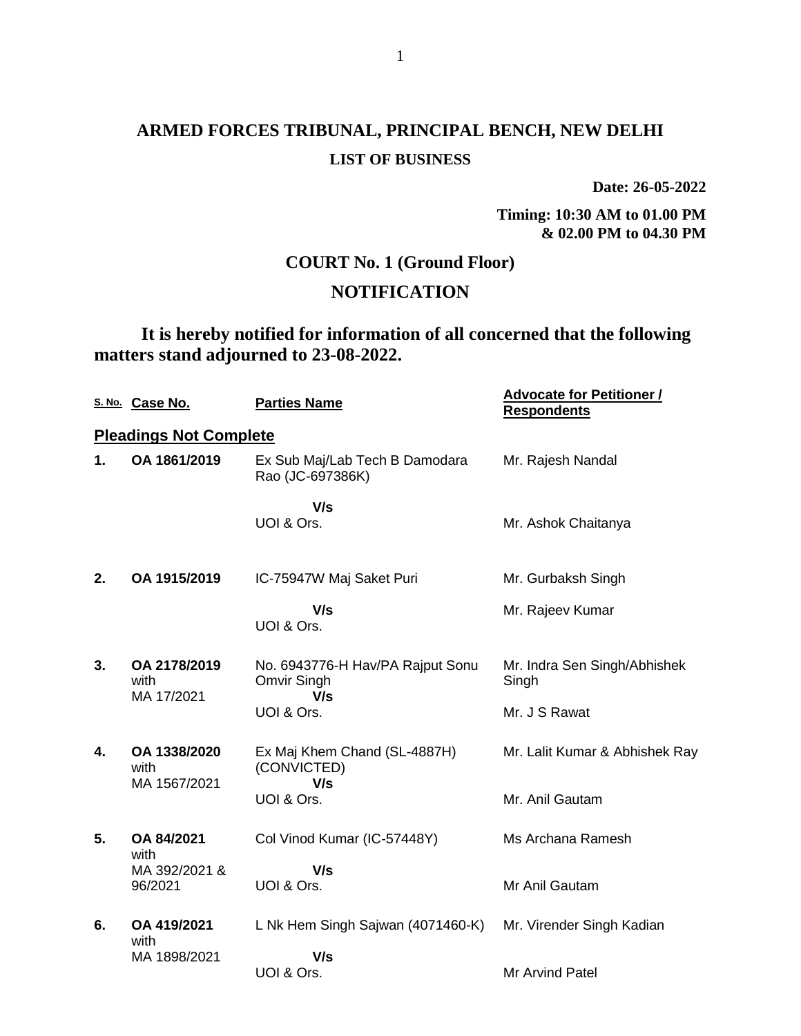# ARMED FORCES TRIBUNAL, PRINCIPAL BENCH, NEW DELHI

## LIST OF BUSINESS

**Date: 26-05-2022**

**Timing: 10:30 AM to 01.00 PM & 02.00 PM to 04.30 PM**

## COURT No. 1 (Ground Floor)

## NOTIFICATION

**It is hereby notified for information of all concerned that the following matters stand adjourned to 23-08-2022.**

| S. No. | Case No. | Parties Name | Advocate for Petitioner / Respondents |
|---|---|---|---|
| **Pleadings Not Complete** | | | |
| **1.** | **OA 1861/2019** | Ex Sub Maj/Lab Tech B Damodara Rao (JC-697386K) V/s UOI & Ors. | Mr. Rajesh Nandal<br>Mr. Ashok Chaitanya |
| **2.** | **OA 1915/2019** | IC-75947W Maj Saket Puri V/s UOI & Ors. | Mr. Gurbaksh Singh<br>Mr. Rajeev Kumar |
| **3.** | **OA 2178/2019** with MA 17/2021 | No. 6943776-H Hav/PA Rajput Sonu Omvir Singh V/s UOI & Ors. | Mr. Indra Sen Singh/Abhishek Singh<br>Mr. J S Rawat |
| **4.** | **OA 1338/2020** with MA 1567/2021 | Ex Maj Khem Chand (SL-4887H) (CONVICTED) V/s UOI & Ors. | Mr. Lalit Kumar & Abhishek Ray<br>Mr. Anil Gautam |
| **5.** | **OA 84/2021** with MA 392/2021 & 96/2021 | Col Vinod Kumar (IC-57448Y) V/s UOI & Ors. | Ms Archana Ramesh<br>Mr Anil Gautam |
| **6.** | **OA 419/2021** with MA 1898/2021 | L Nk Hem Singh Sajwan (4071460-K) V/s UOI & Ors. | Mr. Virender Singh Kadian<br>Mr Arvind Patel |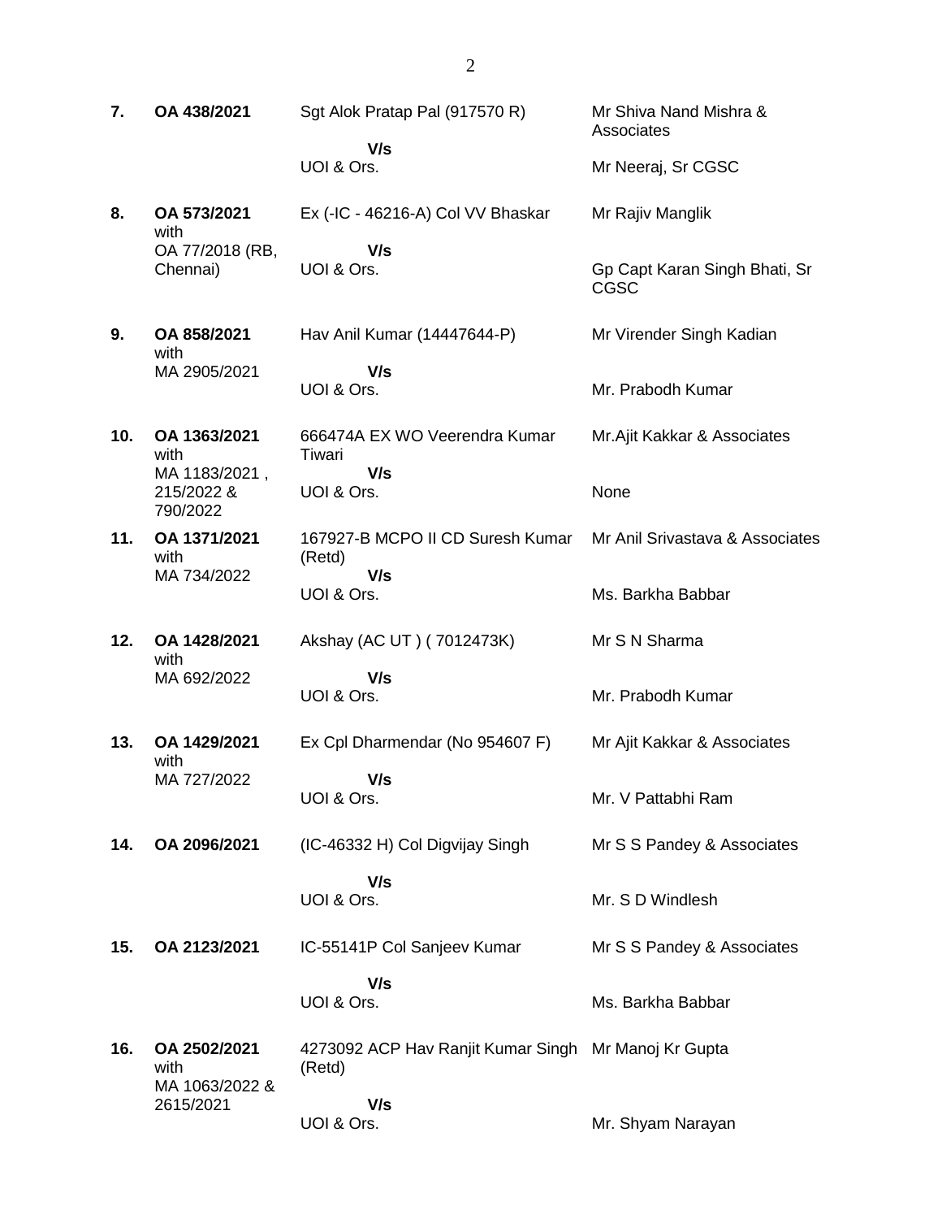| | | | |
|---|---|---|---|
| **7.** | **OA 438/2021** | Sgt Alok Pratap Pal (917570 R)<br>**V/s**<br>UOI & Ors. | Mr Shiva Nand Mishra & Associates<br><br>Mr Neeraj, Sr CGSC |
| **8.** | **OA 573/2021** with OA 77/2018 (RB, Chennai) | Ex (-IC - 46216-A) Col VV Bhaskar<br>**V/s**<br>UOI & Ors. | Mr Rajiv Manglik<br><br>Gp Capt Karan Singh Bhati, Sr CGSC |
| **9.** | **OA 858/2021** with MA 2905/2021 | Hav Anil Kumar (14447644-P)<br>**V/s**<br>UOI & Ors. | Mr Virender Singh Kadian<br><br>Mr. Prabodh Kumar |
| **10.** | **OA 1363/2021** with MA 1183/2021 , 215/2022 & 790/2022 | 666474A EX WO Veerendra Kumar Tiwari<br>**V/s**<br>UOI & Ors. | Mr.Ajit Kakkar & Associates<br><br>None |
| **11.** | **OA 1371/2021** with MA 734/2022 | 167927-B MCPO II CD Suresh Kumar (Retd)<br>**V/s**<br>UOI & Ors. | Mr Anil Srivastava & Associates<br><br>Ms. Barkha Babbar |
| **12.** | **OA 1428/2021** with MA 692/2022 | Akshay (AC UT ) ( 7012473K)<br>**V/s**<br>UOI & Ors. | Mr S N Sharma<br><br>Mr. Prabodh Kumar |
| **13.** | **OA 1429/2021** with MA 727/2022 | Ex Cpl Dharmendar (No 954607 F)<br>**V/s**<br>UOI & Ors. | Mr Ajit Kakkar & Associates<br><br>Mr. V Pattabhi Ram |
| **14.** | **OA 2096/2021** | (IC-46332 H) Col Digvijay Singh<br>**V/s**<br>UOI & Ors. | Mr S S Pandey & Associates<br><br>Mr. S D Windlesh |
| **15.** | **OA 2123/2021** | IC-55141P Col Sanjeev Kumar<br>**V/s**<br>UOI & Ors. | Mr S S Pandey & Associates<br><br>Ms. Barkha Babbar |
| **16.** | **OA 2502/2021** with MA 1063/2022 & 2615/2021 | 4273092 ACP Hav Ranjit Kumar Singh (Retd)<br>**V/s**<br>UOI & Ors. | Mr Manoj Kr Gupta<br><br>Mr. Shyam Narayan |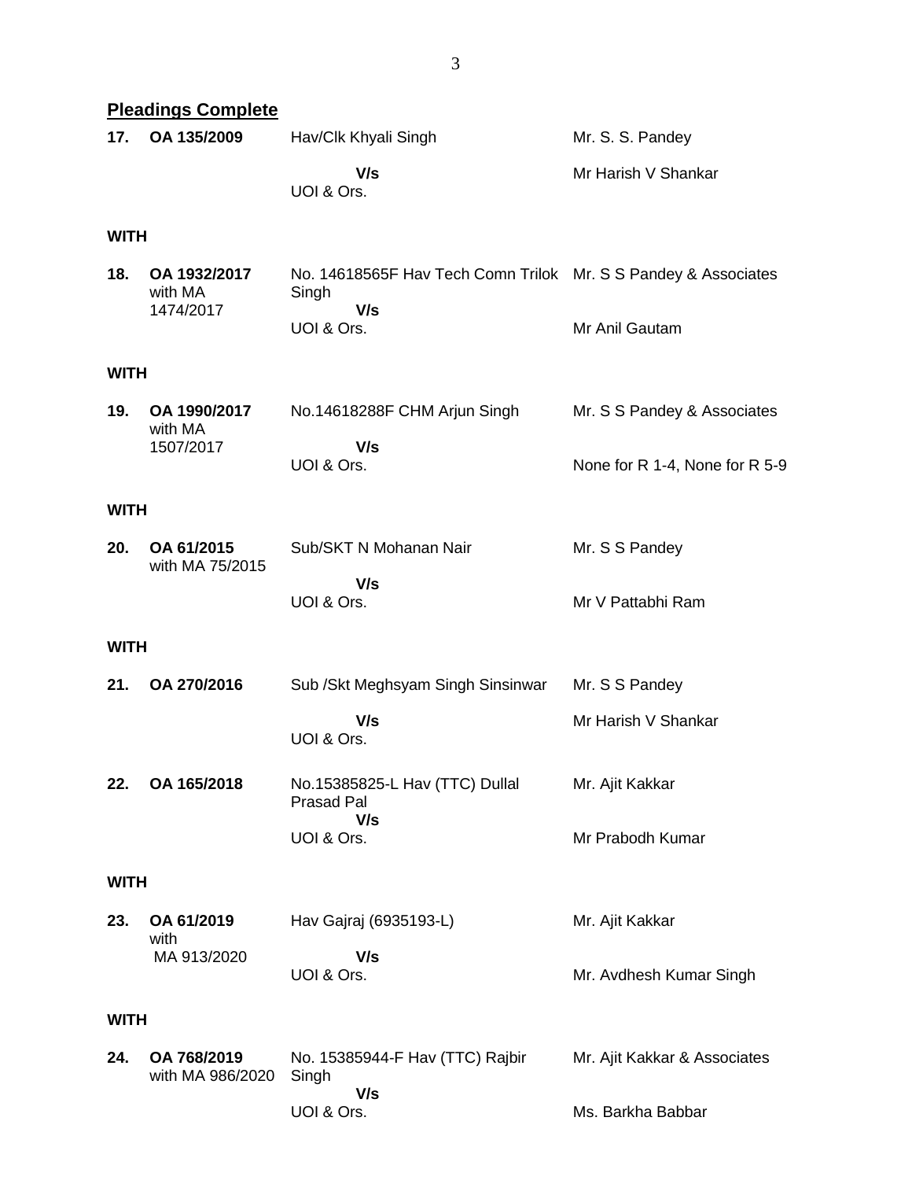## Pleadings Complete

| | | | |
|---|---|---|---|
| **17.** | **OA 135/2009** | Hav/Clk Khyali Singh<br>**V/s**<br>UOI & Ors. | Mr. S. S. Pandey<br>Mr Harish V Shankar |

**WITH**

| | | | |
|---|---|---|---|
| **18.** | **OA 1932/2017** with MA 1474/2017 | No. 14618565F Hav Tech Comn Trilok Singh<br>**V/s**<br>UOI & Ors. | Mr. S S Pandey & Associates<br>Mr Anil Gautam |

**WITH**

| | | | |
|---|---|---|---|
| **19.** | **OA 1990/2017** with MA 1507/2017 | No.14618288F CHM Arjun Singh<br>**V/s**<br>UOI & Ors. | Mr. S S Pandey & Associates<br>None for R 1-4, None for R 5-9 |

**WITH**

| | | | |
|---|---|---|---|
| **20.** | **OA 61/2015** with MA 75/2015 | Sub/SKT N Mohanan Nair<br>**V/s**<br>UOI & Ors. | Mr. S S Pandey<br>Mr V Pattabhi Ram |

**WITH**

| | | | |
|---|---|---|---|
| **21.** | **OA 270/2016** | Sub /Skt Meghsyam Singh Sinsinwar<br>**V/s**<br>UOI & Ors. | Mr. S S Pandey<br>Mr Harish V Shankar |
| **22.** | **OA 165/2018** | No.15385825-L Hav (TTC) Dullal Prasad Pal<br>**V/s**<br>UOI & Ors. | Mr. Ajit Kakkar<br>Mr Prabodh Kumar |

**WITH**

| | | | |
|---|---|---|---|
| **23.** | **OA 61/2019** with MA 913/2020 | Hav Gajraj (6935193-L)<br>**V/s**<br>UOI & Ors. | Mr. Ajit Kakkar<br>Mr. Avdhesh Kumar Singh |

**WITH**

| | | | |
|---|---|---|---|
| **24.** | **OA 768/2019** with MA 986/2020 | No. 15385944-F Hav (TTC) Rajbir Singh<br>**V/s**<br>UOI & Ors. | Mr. Ajit Kakkar & Associates<br>Ms. Barkha Babbar |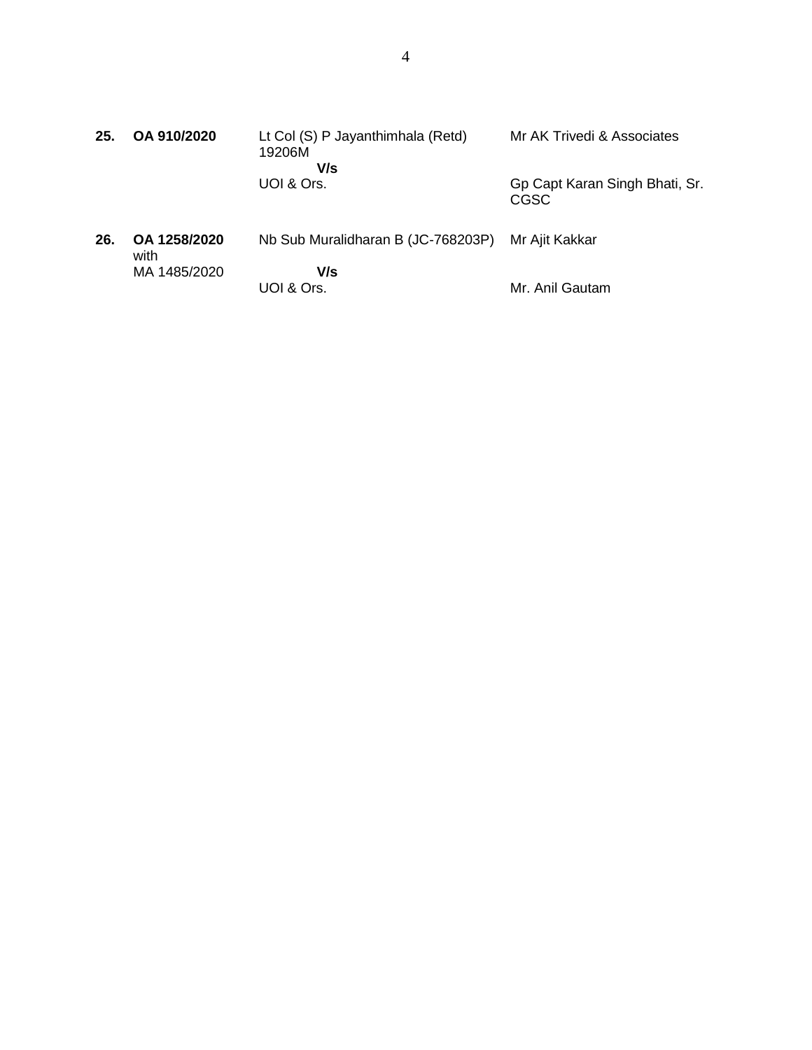| | | | |
|---|---|---|---|
| **25.** | **OA 910/2020** | Lt Col (S) P Jayanthimhala (Retd) 19206M<br>**V/s**<br>UOI & Ors. | Mr AK Trivedi & Associates<br><br>Gp Capt Karan Singh Bhati, Sr. CGSC |
| **26.** | **OA 1258/2020** with MA 1485/2020 | Nb Sub Muralidharan B (JC-768203P)<br>**V/s**<br>UOI & Ors. | Mr Ajit Kakkar<br><br>Mr. Anil Gautam |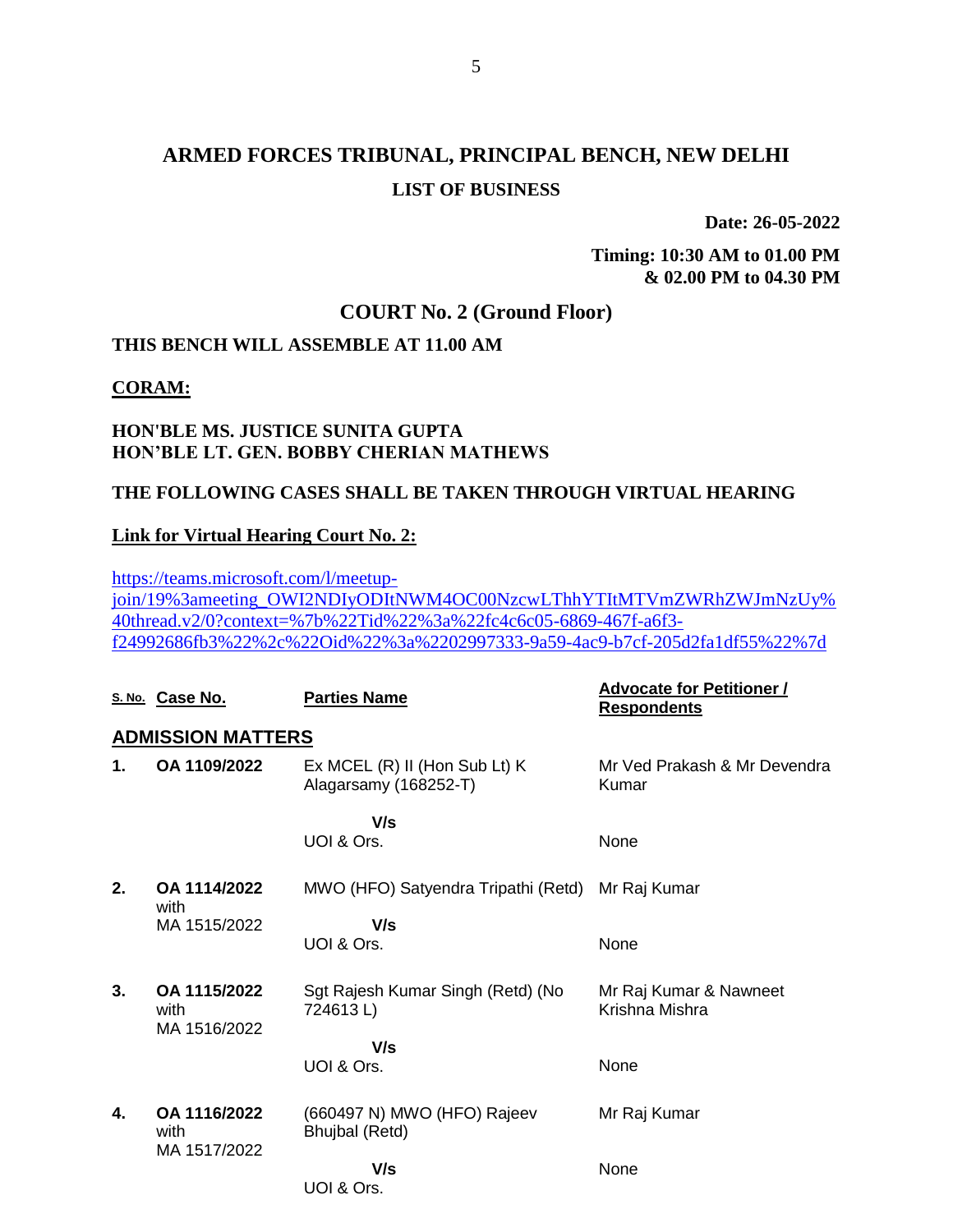# ARMED FORCES TRIBUNAL, PRINCIPAL BENCH, NEW DELHI

## LIST OF BUSINESS

**Date: 26-05-2022**

**Timing: 10:30 AM to 01.00 PM & 02.00 PM to 04.30 PM**

## COURT No. 2 (Ground Floor)

**THIS BENCH WILL ASSEMBLE AT 11.00 AM**

**CORAM:**

**HON'BLE MS. JUSTICE SUNITA GUPTA**
**HON'BLE LT. GEN. BOBBY CHERIAN MATHEWS**

**THE FOLLOWING CASES SHALL BE TAKEN THROUGH VIRTUAL HEARING**

**Link for Virtual Hearing Court No. 2:**

https://teams.microsoft.com/l/meetup-join/19%3ameeting_OWI2NDIyODItNWM4OC00NzcwLThhYTItMTVmZWRhZWJmNzUy%40thread.v2/0?context=%7b%22Tid%22%3a%22fc4c6c05-6869-467f-a6f3-f24992686fb3%22%2c%22Oid%22%3a%2202997333-9a59-4ac9-b7cf-205d2fa1df55%22%7d

| S. No. | Case No. | Parties Name | Advocate for Petitioner / Respondents |
|---|---|---|---|
| **ADMISSION MATTERS** | | | |
| **1.** | **OA 1109/2022** | Ex MCEL (R) II (Hon Sub Lt) K Alagarsamy (168252-T) | Mr Ved Prakash & Mr Devendra Kumar |
| | | **V/s** | |
| | | UOI & Ors. | None |
| **2.** | **OA 1114/2022** with MA 1515/2022 | MWO (HFO) Satyendra Tripathi (Retd) | Mr Raj Kumar |
| | | **V/s** | |
| | | UOI & Ors. | None |
| **3.** | **OA 1115/2022** with MA 1516/2022 | Sgt Rajesh Kumar Singh (Retd) (No 724613 L) | Mr Raj Kumar & Nawneet Krishna Mishra |
| | | **V/s** | |
| | | UOI & Ors. | None |
| **4.** | **OA 1116/2022** with MA 1517/2022 | (660497 N) MWO (HFO) Rajeev Bhujbal (Retd) | Mr Raj Kumar |
| | | **V/s** | None |
| | | UOI & Ors. | |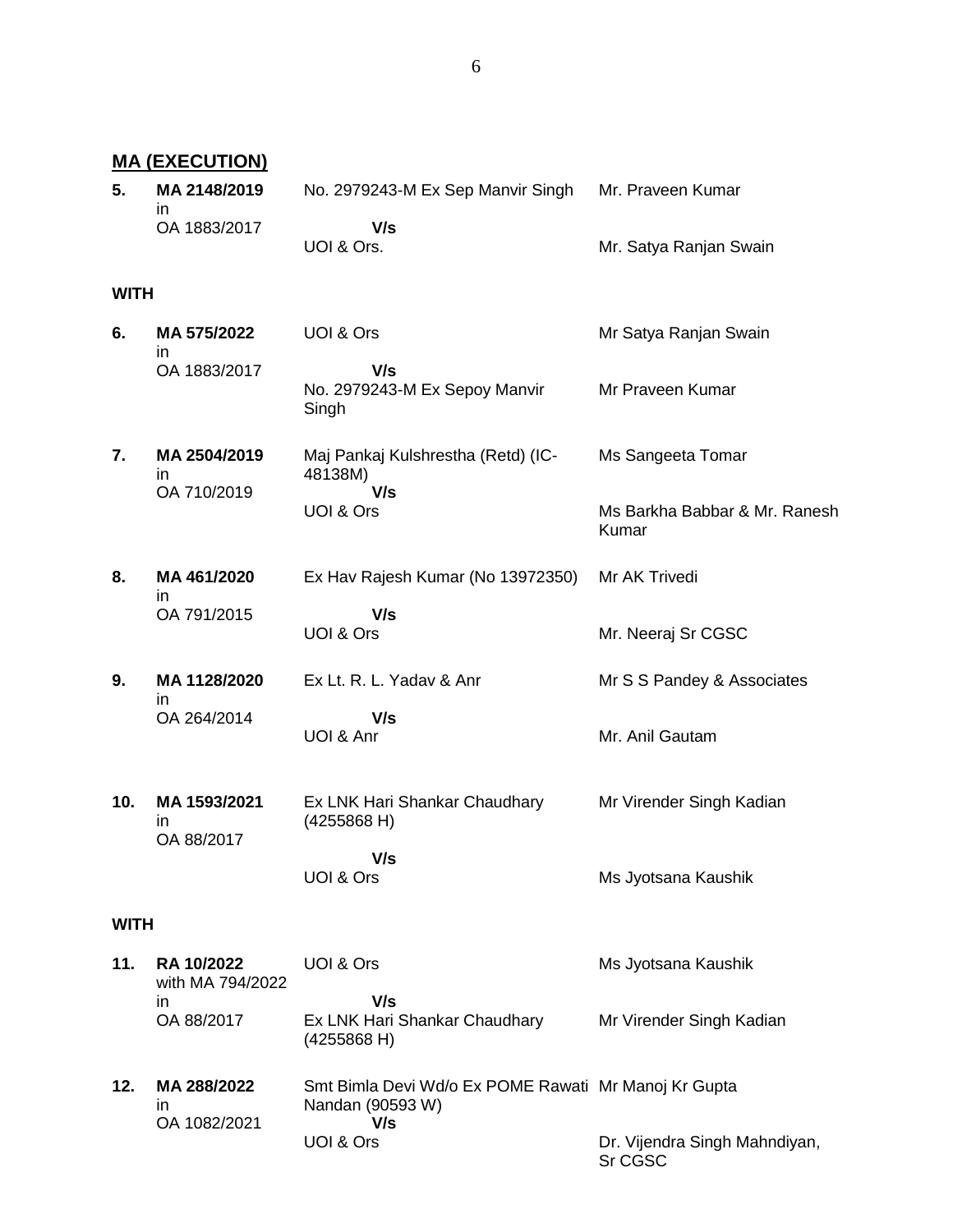## MA (EXECUTION)

| | | | |
|---|---|---|---|
| **5.** | **MA 2148/2019** in OA 1883/2017 | No. 2979243-M Ex Sep Manvir Singh **V/s** UOI & Ors. | Mr. Praveen Kumar<br>Mr. Satya Ranjan Swain |

**WITH**

| | | | |
|---|---|---|---|
| **6.** | **MA 575/2022** in OA 1883/2017 | UOI & Ors **V/s** No. 2979243-M Ex Sepoy Manvir Singh | Mr Satya Ranjan Swain<br>Mr Praveen Kumar |
| **7.** | **MA 2504/2019** in OA 710/2019 | Maj Pankaj Kulshrestha (Retd) (IC-48138M) **V/s** UOI & Ors | Ms Sangeeta Tomar<br>Ms Barkha Babbar & Mr. Ranesh Kumar |
| **8.** | **MA 461/2020** in OA 791/2015 | Ex Hav Rajesh Kumar (No 13972350) **V/s** UOI & Ors | Mr AK Trivedi<br>Mr. Neeraj Sr CGSC |
| **9.** | **MA 1128/2020** in OA 264/2014 | Ex Lt. R. L. Yadav & Anr **V/s** UOI & Anr | Mr S S Pandey & Associates<br>Mr. Anil Gautam |
| **10.** | **MA 1593/2021** in OA 88/2017 | Ex LNK Hari Shankar Chaudhary (4255868 H) **V/s** UOI & Ors | Mr Virender Singh Kadian<br>Ms Jyotsana Kaushik |

**WITH**

| | | | |
|---|---|---|---|
| **11.** | **RA 10/2022** with MA 794/2022 in OA 88/2017 | UOI & Ors **V/s** Ex LNK Hari Shankar Chaudhary (4255868 H) | Ms Jyotsana Kaushik<br>Mr Virender Singh Kadian |
| **12.** | **MA 288/2022** in OA 1082/2021 | Smt Bimla Devi Wd/o Ex POME Rawati Nandan (90593 W) **V/s** UOI & Ors | Mr Manoj Kr Gupta<br>Dr. Vijendra Singh Mahndiyan, Sr CGSC |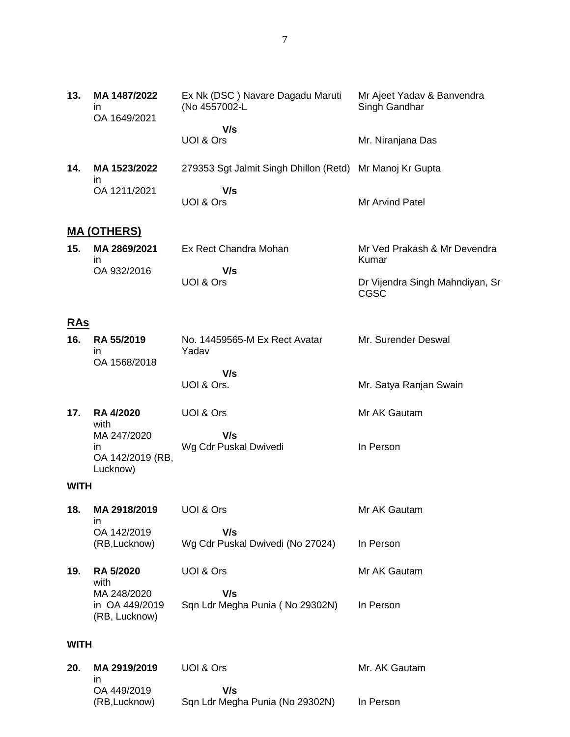| | | | |
|---|---|---|---|
| **13.** | **MA 1487/2022** in OA 1649/2021 | Ex Nk (DSC ) Navare Dagadu Maruti (No 4557002-L<br><br>**V/s**<br>UOI & Ors | Mr Ajeet Yadav & Banvendra Singh Gandhar<br><br>Mr. Niranjana Das |
| **14.** | **MA 1523/2022** in OA 1211/2021 | 279353 Sgt Jalmit Singh Dhillon (Retd)<br><br>**V/s**<br>UOI & Ors | Mr Manoj Kr Gupta<br><br>Mr Arvind Patel |

## MA (OTHERS)

| | | | |
|---|---|---|---|
| **15.** | **MA 2869/2021** in OA 932/2016 | Ex Rect Chandra Mohan<br><br>**V/s**<br>UOI & Ors | Mr Ved Prakash & Mr Devendra Kumar<br><br>Dr Vijendra Singh Mahndiyan, Sr CGSC |

## RAs

| | | | |
|---|---|---|---|
| **16.** | **RA 55/2019** in OA 1568/2018 | No. 14459565-M Ex Rect Avatar Yadav<br><br>**V/s**<br>UOI & Ors. | Mr. Surender Deswal<br><br>Mr. Satya Ranjan Swain |
| **17.** | **RA 4/2020** with MA 247/2020 in OA 142/2019 (RB, Lucknow) | UOI & Ors<br><br>**V/s**<br>Wg Cdr Puskal Dwivedi | Mr AK Gautam<br><br>In Person |

**WITH**

| | | | |
|---|---|---|---|
| **18.** | **MA 2918/2019** in OA 142/2019 (RB,Lucknow) | UOI & Ors<br><br>**V/s**<br>Wg Cdr Puskal Dwivedi (No 27024) | Mr AK Gautam<br><br>In Person |
| **19.** | **RA 5/2020** with MA 248/2020 in OA 449/2019 (RB, Lucknow) | UOI & Ors<br><br>**V/s**<br>Sqn Ldr Megha Punia ( No 29302N) | Mr AK Gautam<br><br>In Person |

**WITH**

| | | | |
|---|---|---|---|
| **20.** | **MA 2919/2019** in OA 449/2019 (RB,Lucknow) | UOI & Ors<br><br>**V/s**<br>Sqn Ldr Megha Punia (No 29302N) | Mr. AK Gautam<br><br>In Person |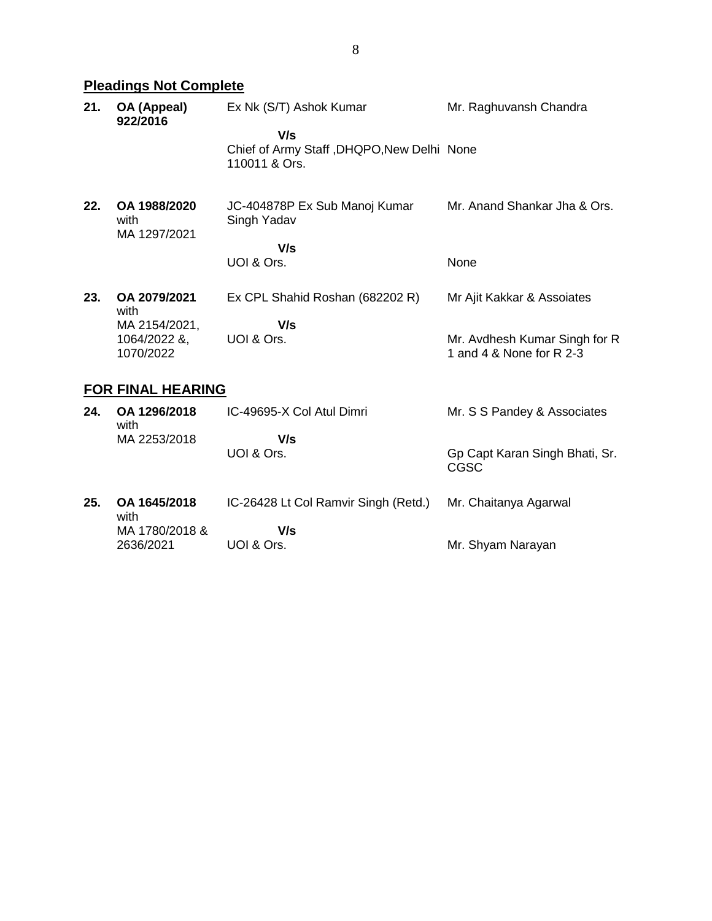## Pleadings Not Complete

| | | | |
|---|---|---|---|
| **21.** | **OA (Appeal) 922/2016** | Ex Nk (S/T) Ashok Kumar | Mr. Raghuvansh Chandra |
| | | **V/s** | |
| | | Chief of Army Staff ,DHQPO,New Delhi 110011 & Ors. | None |
| **22.** | **OA 1988/2020** with MA 1297/2021 | JC-404878P Ex Sub Manoj Kumar Singh Yadav | Mr. Anand Shankar Jha & Ors. |
| | | **V/s** | |
| | | UOI & Ors. | None |
| **23.** | **OA 2079/2021** with MA 2154/2021, 1064/2022 &, 1070/2022 | Ex CPL Shahid Roshan (682202 R) | Mr Ajit Kakkar & Assoiates |
| | | **V/s** | |
| | | UOI & Ors. | Mr. Avdhesh Kumar Singh for R 1 and 4 & None for R 2-3 |

## FOR FINAL HEARING

| | | | |
|---|---|---|---|
| **24.** | **OA 1296/2018** with MA 2253/2018 | IC-49695-X Col Atul Dimri | Mr. S S Pandey & Associates |
| | | **V/s** | |
| | | UOI & Ors. | Gp Capt Karan Singh Bhati, Sr. CGSC |
| **25.** | **OA 1645/2018** with MA 1780/2018 & 2636/2021 | IC-26428 Lt Col Ramvir Singh (Retd.) | Mr. Chaitanya Agarwal |
| | | **V/s** | |
| | | UOI & Ors. | Mr. Shyam Narayan |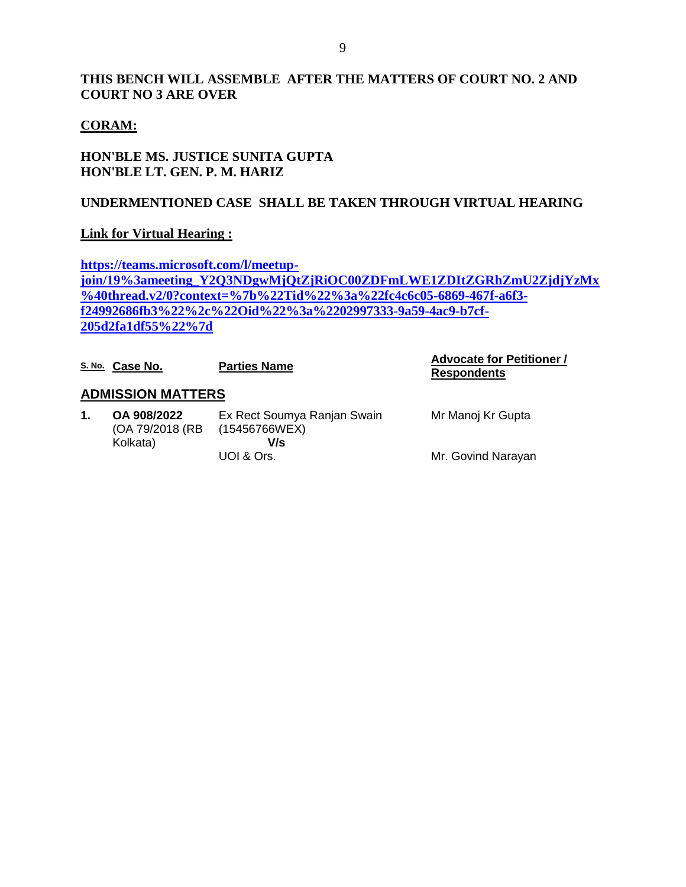**THIS BENCH WILL ASSEMBLE AFTER THE MATTERS OF COURT NO. 2 AND COURT NO 3 ARE OVER**

**CORAM:**

**HON'BLE MS. JUSTICE SUNITA GUPTA**
**HON'BLE LT. GEN. P. M. HARIZ**

**UNDERMENTIONED CASE SHALL BE TAKEN THROUGH VIRTUAL HEARING**

**Link for Virtual Hearing :**

**https://teams.microsoft.com/l/meetup-join/19%3ameeting_Y2Q3NDgwMjQtZjRiOC00ZDFmLWE1ZDItZGRhZmU2ZjdjYzMx%40thread.v2/0?context=%7b%22Tid%22%3a%22fc4c6c05-6869-467f-a6f3-f24992686fb3%22%2c%22Oid%22%3a%2202997333-9a59-4ac9-b7cf-205d2fa1df55%22%7d**

| S. No. | Case No. | Parties Name | Advocate for Petitioner / Respondents |
|---|---|---|---|
| **ADMISSION MATTERS** | | | |
| **1.** | **OA 908/2022** (OA 79/2018 (RB Kolkata) | Ex Rect Soumya Ranjan Swain (15456766WEX) **V/s** UOI & Ors. | Mr Manoj Kr Gupta<br>Mr. Govind Narayan |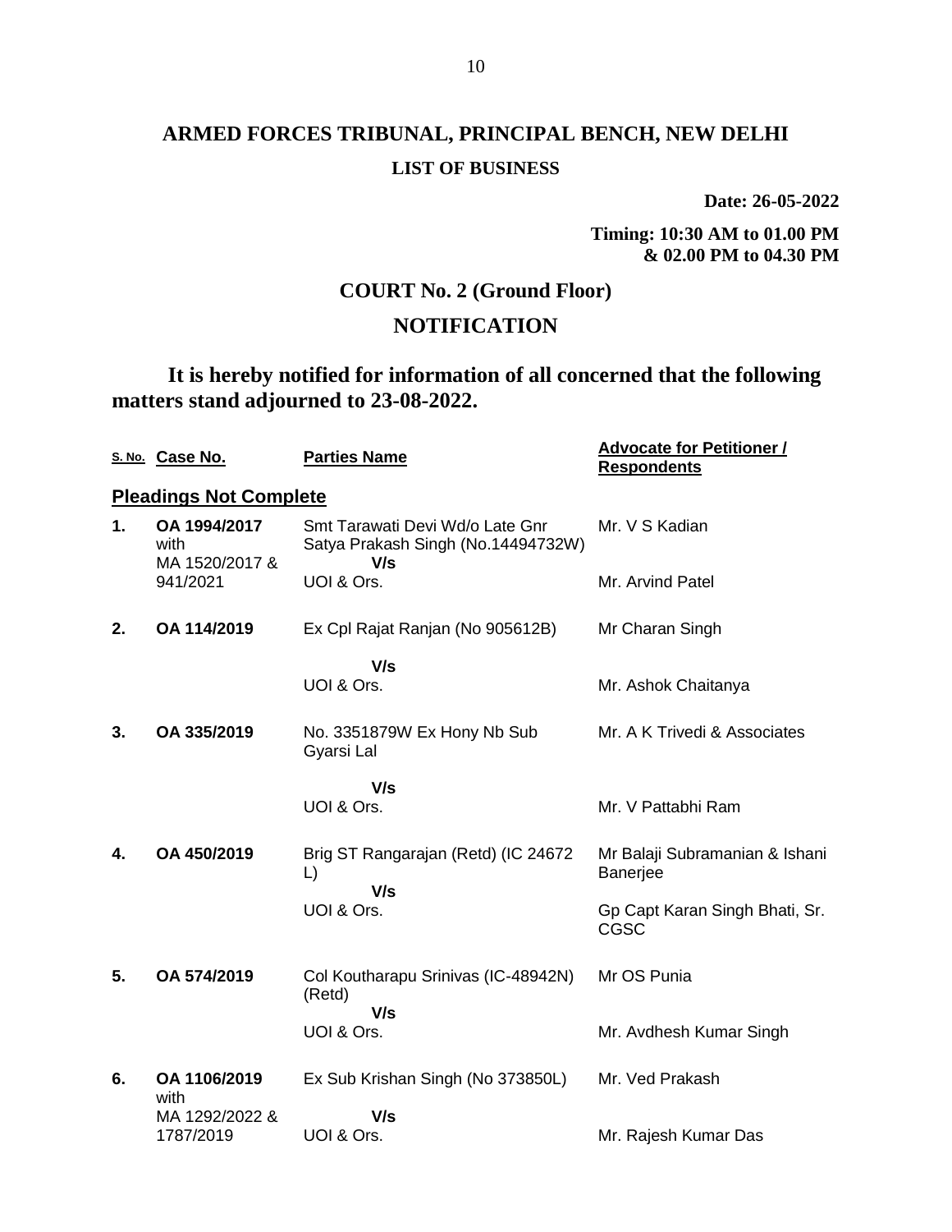# ARMED FORCES TRIBUNAL, PRINCIPAL BENCH, NEW DELHI

## LIST OF BUSINESS

**Date: 26-05-2022**

**Timing: 10:30 AM to 01.00 PM & 02.00 PM to 04.30 PM**

## COURT No. 2 (Ground Floor)

## NOTIFICATION

**It is hereby notified for information of all concerned that the following matters stand adjourned to 23-08-2022.**

| S. No. | Case No. | Parties Name | Advocate for Petitioner / Respondents |
|---|---|---|---|
| **Pleadings Not Complete** | | | |
| **1.** | **OA 1994/2017** with MA 1520/2017 & 941/2021 | Smt Tarawati Devi Wd/o Late Gnr Satya Prakash Singh (No.14494732W) **V/s** UOI & Ors. | Mr. V S Kadian<br>Mr. Arvind Patel |
| **2.** | **OA 114/2019** | Ex Cpl Rajat Ranjan (No 905612B) **V/s** UOI & Ors. | Mr Charan Singh<br>Mr. Ashok Chaitanya |
| **3.** | **OA 335/2019** | No. 3351879W Ex Hony Nb Sub Gyarsi Lal **V/s** UOI & Ors. | Mr. A K Trivedi & Associates<br>Mr. V Pattabhi Ram |
| **4.** | **OA 450/2019** | Brig ST Rangarajan (Retd) (IC 24672 L) **V/s** UOI & Ors. | Mr Balaji Subramanian & Ishani Banerjee<br>Gp Capt Karan Singh Bhati, Sr. CGSC |
| **5.** | **OA 574/2019** | Col Koutharapu Srinivas (IC-48942N) (Retd) **V/s** UOI & Ors. | Mr OS Punia<br>Mr. Avdhesh Kumar Singh |
| **6.** | **OA 1106/2019** with MA 1292/2022 & 1787/2019 | Ex Sub Krishan Singh (No 373850L) **V/s** UOI & Ors. | Mr. Ved Prakash<br>Mr. Rajesh Kumar Das |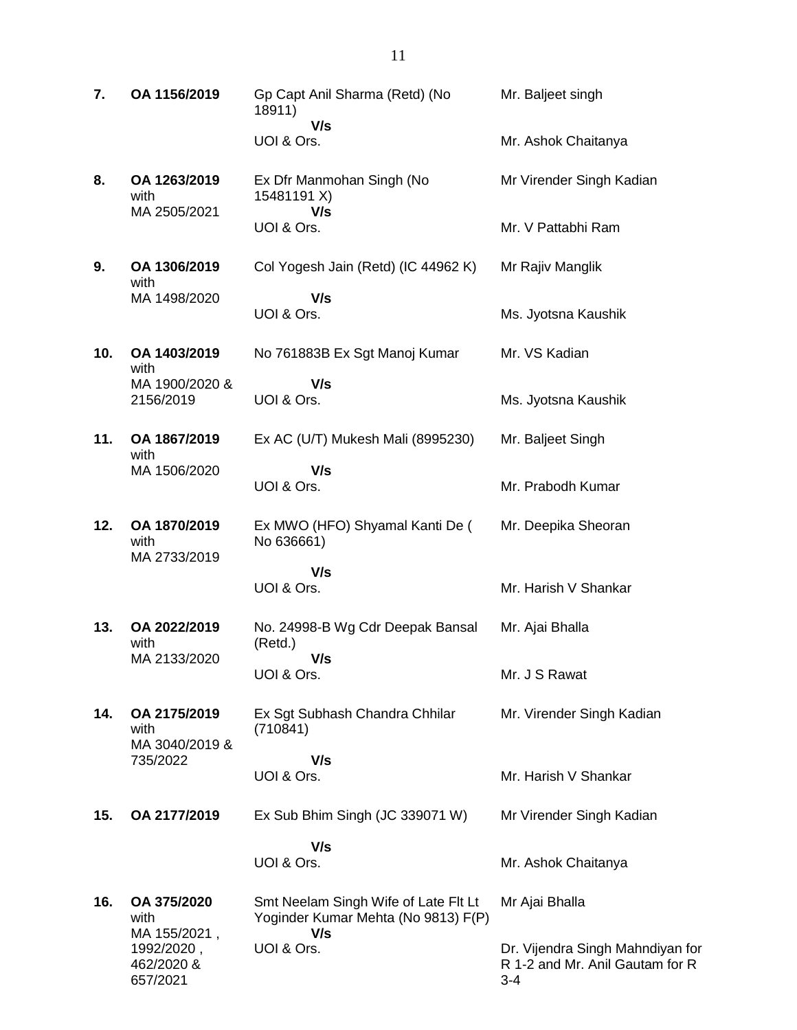| | | | |
|---|---|---|---|
| **7.** | **OA 1156/2019** | Gp Capt Anil Sharma (Retd) (No 18911)<br>**V/s**<br>UOI & Ors. | Mr. Baljeet singh<br><br>Mr. Ashok Chaitanya |
| **8.** | **OA 1263/2019** with MA 2505/2021 | Ex Dfr Manmohan Singh (No 15481191 X)<br>**V/s**<br>UOI & Ors. | Mr Virender Singh Kadian<br><br>Mr. V Pattabhi Ram |
| **9.** | **OA 1306/2019** with MA 1498/2020 | Col Yogesh Jain (Retd) (IC 44962 K)<br>**V/s**<br>UOI & Ors. | Mr Rajiv Manglik<br><br>Ms. Jyotsna Kaushik |
| **10.** | **OA 1403/2019** with MA 1900/2020 & 2156/2019 | No 761883B Ex Sgt Manoj Kumar<br>**V/s**<br>UOI & Ors. | Mr. VS Kadian<br><br>Ms. Jyotsna Kaushik |
| **11.** | **OA 1867/2019** with MA 1506/2020 | Ex AC (U/T) Mukesh Mali (8995230)<br>**V/s**<br>UOI & Ors. | Mr. Baljeet Singh<br><br>Mr. Prabodh Kumar |
| **12.** | **OA 1870/2019** with MA 2733/2019 | Ex MWO (HFO) Shyamal Kanti De ( No 636661)<br>**V/s**<br>UOI & Ors. | Mr. Deepika Sheoran<br><br>Mr. Harish V Shankar |
| **13.** | **OA 2022/2019** with MA 2133/2020 | No. 24998-B Wg Cdr Deepak Bansal (Retd.)<br>**V/s**<br>UOI & Ors. | Mr. Ajai Bhalla<br><br>Mr. J S Rawat |
| **14.** | **OA 2175/2019** with MA 3040/2019 & 735/2022 | Ex Sgt Subhash Chandra Chhilar (710841)<br>**V/s**<br>UOI & Ors. | Mr. Virender Singh Kadian<br><br>Mr. Harish V Shankar |
| **15.** | **OA 2177/2019** | Ex Sub Bhim Singh (JC 339071 W)<br>**V/s**<br>UOI & Ors. | Mr Virender Singh Kadian<br><br>Mr. Ashok Chaitanya |
| **16.** | **OA 375/2020** with MA 155/2021 , 1992/2020 , 462/2020 & 657/2021 | Smt Neelam Singh Wife of Late Flt Lt Yoginder Kumar Mehta (No 9813) F(P)<br>**V/s**<br>UOI & Ors. | Mr Ajai Bhalla<br><br>Dr. Vijendra Singh Mahndiyan for R 1-2 and Mr. Anil Gautam for R 3-4 |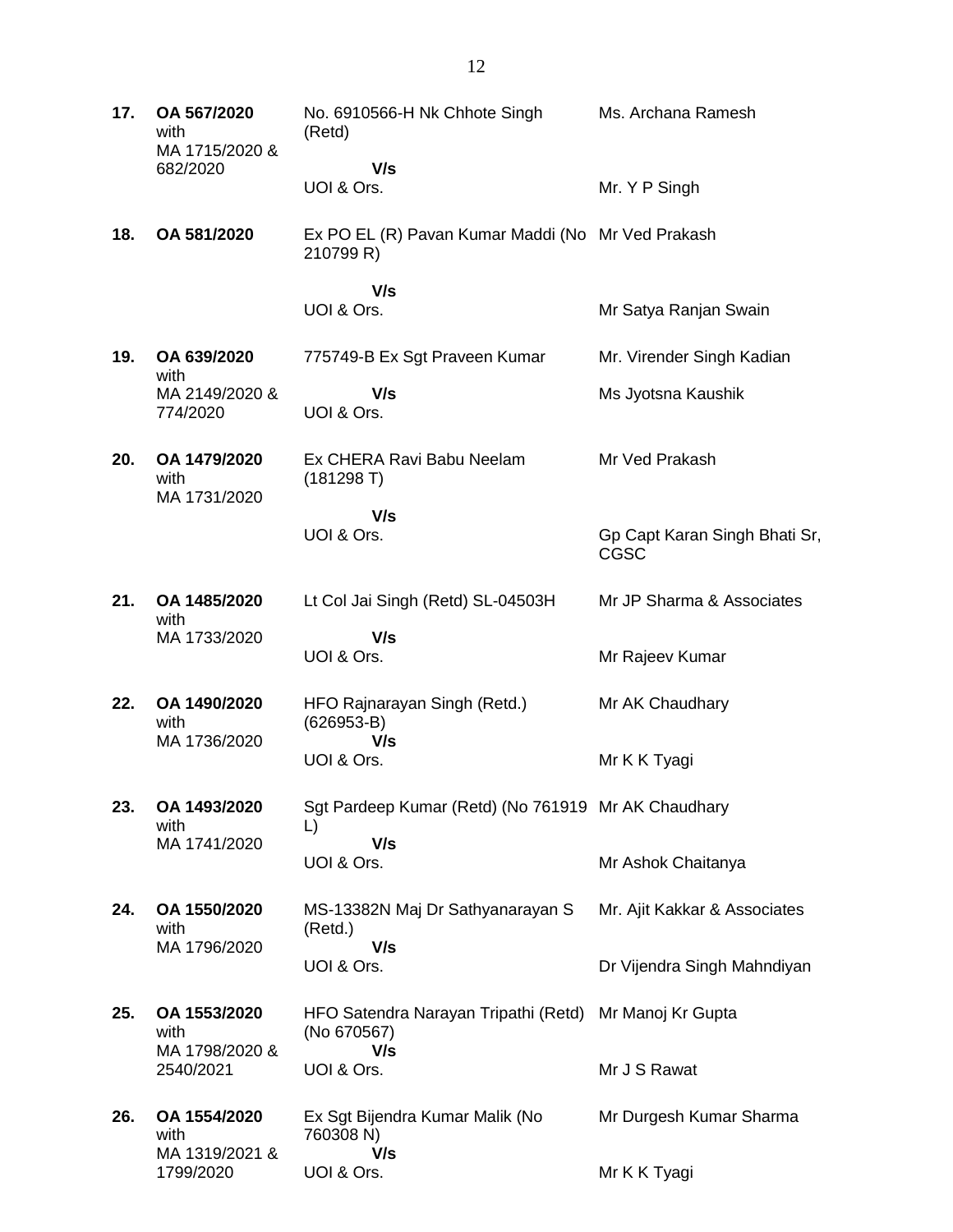| | | | |
|---|---|---|---|
| **17.** | **OA 567/2020** with MA 1715/2020 & 682/2020 | No. 6910566-H Nk Chhote Singh (Retd)<br>**V/s**<br>UOI & Ors. | Ms. Archana Ramesh<br><br>Mr. Y P Singh |
| **18.** | **OA 581/2020** | Ex PO EL (R) Pavan Kumar Maddi (No 210799 R)<br>**V/s**<br>UOI & Ors. | Mr Ved Prakash<br><br>Mr Satya Ranjan Swain |
| **19.** | **OA 639/2020** with MA 2149/2020 & 774/2020 | 775749-B Ex Sgt Praveen Kumar<br>**V/s**<br>UOI & Ors. | Mr. Virender Singh Kadian<br><br>Ms Jyotsna Kaushik |
| **20.** | **OA 1479/2020** with MA 1731/2020 | Ex CHERA Ravi Babu Neelam (181298 T)<br>**V/s**<br>UOI & Ors. | Mr Ved Prakash<br><br>Gp Capt Karan Singh Bhati Sr, CGSC |
| **21.** | **OA 1485/2020** with MA 1733/2020 | Lt Col Jai Singh (Retd) SL-04503H<br>**V/s**<br>UOI & Ors. | Mr JP Sharma & Associates<br><br>Mr Rajeev Kumar |
| **22.** | **OA 1490/2020** with MA 1736/2020 | HFO Rajnarayan Singh (Retd.) (626953-B)<br>**V/s**<br>UOI & Ors. | Mr AK Chaudhary<br><br>Mr K K Tyagi |
| **23.** | **OA 1493/2020** with MA 1741/2020 | Sgt Pardeep Kumar (Retd) (No 761919 L)<br>**V/s**<br>UOI & Ors. | Mr AK Chaudhary<br><br>Mr Ashok Chaitanya |
| **24.** | **OA 1550/2020** with MA 1796/2020 | MS-13382N Maj Dr Sathyanarayan S (Retd.)<br>**V/s**<br>UOI & Ors. | Mr. Ajit Kakkar & Associates<br><br>Dr Vijendra Singh Mahndiyan |
| **25.** | **OA 1553/2020** with MA 1798/2020 & 2540/2021 | HFO Satendra Narayan Tripathi (Retd) (No 670567)<br>**V/s**<br>UOI & Ors. | Mr Manoj Kr Gupta<br><br>Mr J S Rawat |
| **26.** | **OA 1554/2020** with MA 1319/2021 & 1799/2020 | Ex Sgt Bijendra Kumar Malik (No 760308 N)<br>**V/s**<br>UOI & Ors. | Mr Durgesh Kumar Sharma<br><br>Mr K K Tyagi |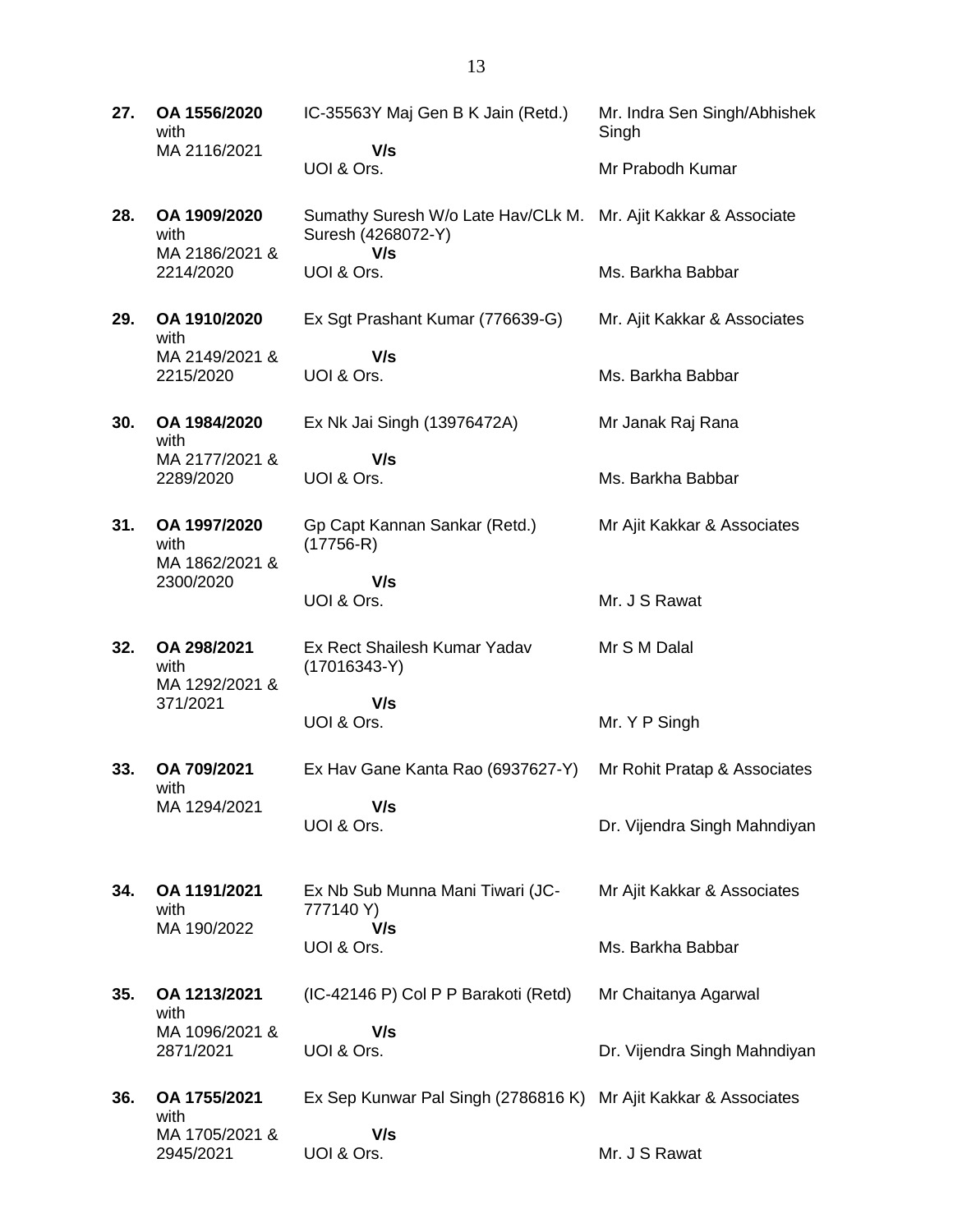| | | | |
|---|---|---|---|
| **27.** | **OA 1556/2020** with MA 2116/2021 | IC-35563Y Maj Gen B K Jain (Retd.) **V/s** UOI & Ors. | Mr. Indra Sen Singh/Abhishek Singh<br>Mr Prabodh Kumar |
| **28.** | **OA 1909/2020** with MA 2186/2021 & 2214/2020 | Sumathy Suresh W/o Late Hav/CLk M. Suresh (4268072-Y) **V/s** UOI & Ors. | Mr. Ajit Kakkar & Associate<br>Ms. Barkha Babbar |
| **29.** | **OA 1910/2020** with MA 2149/2021 & 2215/2020 | Ex Sgt Prashant Kumar (776639-G) **V/s** UOI & Ors. | Mr. Ajit Kakkar & Associates<br>Ms. Barkha Babbar |
| **30.** | **OA 1984/2020** with MA 2177/2021 & 2289/2020 | Ex Nk Jai Singh (13976472A) **V/s** UOI & Ors. | Mr Janak Raj Rana<br>Ms. Barkha Babbar |
| **31.** | **OA 1997/2020** with MA 1862/2021 & 2300/2020 | Gp Capt Kannan Sankar (Retd.) (17756-R) **V/s** UOI & Ors. | Mr Ajit Kakkar & Associates<br>Mr. J S Rawat |
| **32.** | **OA 298/2021** with MA 1292/2021 & 371/2021 | Ex Rect Shailesh Kumar Yadav (17016343-Y) **V/s** UOI & Ors. | Mr S M Dalal<br>Mr. Y P Singh |
| **33.** | **OA 709/2021** with MA 1294/2021 | Ex Hav Gane Kanta Rao (6937627-Y) **V/s** UOI & Ors. | Mr Rohit Pratap & Associates<br>Dr. Vijendra Singh Mahndiyan |
| **34.** | **OA 1191/2021** with MA 190/2022 | Ex Nb Sub Munna Mani Tiwari (JC-777140 Y) **V/s** UOI & Ors. | Mr Ajit Kakkar & Associates<br>Ms. Barkha Babbar |
| **35.** | **OA 1213/2021** with MA 1096/2021 & 2871/2021 | (IC-42146 P) Col P P Barakoti (Retd) **V/s** UOI & Ors. | Mr Chaitanya Agarwal<br>Dr. Vijendra Singh Mahndiyan |
| **36.** | **OA 1755/2021** with MA 1705/2021 & 2945/2021 | Ex Sep Kunwar Pal Singh (2786816 K) **V/s** UOI & Ors. | Mr Ajit Kakkar & Associates<br>Mr. J S Rawat |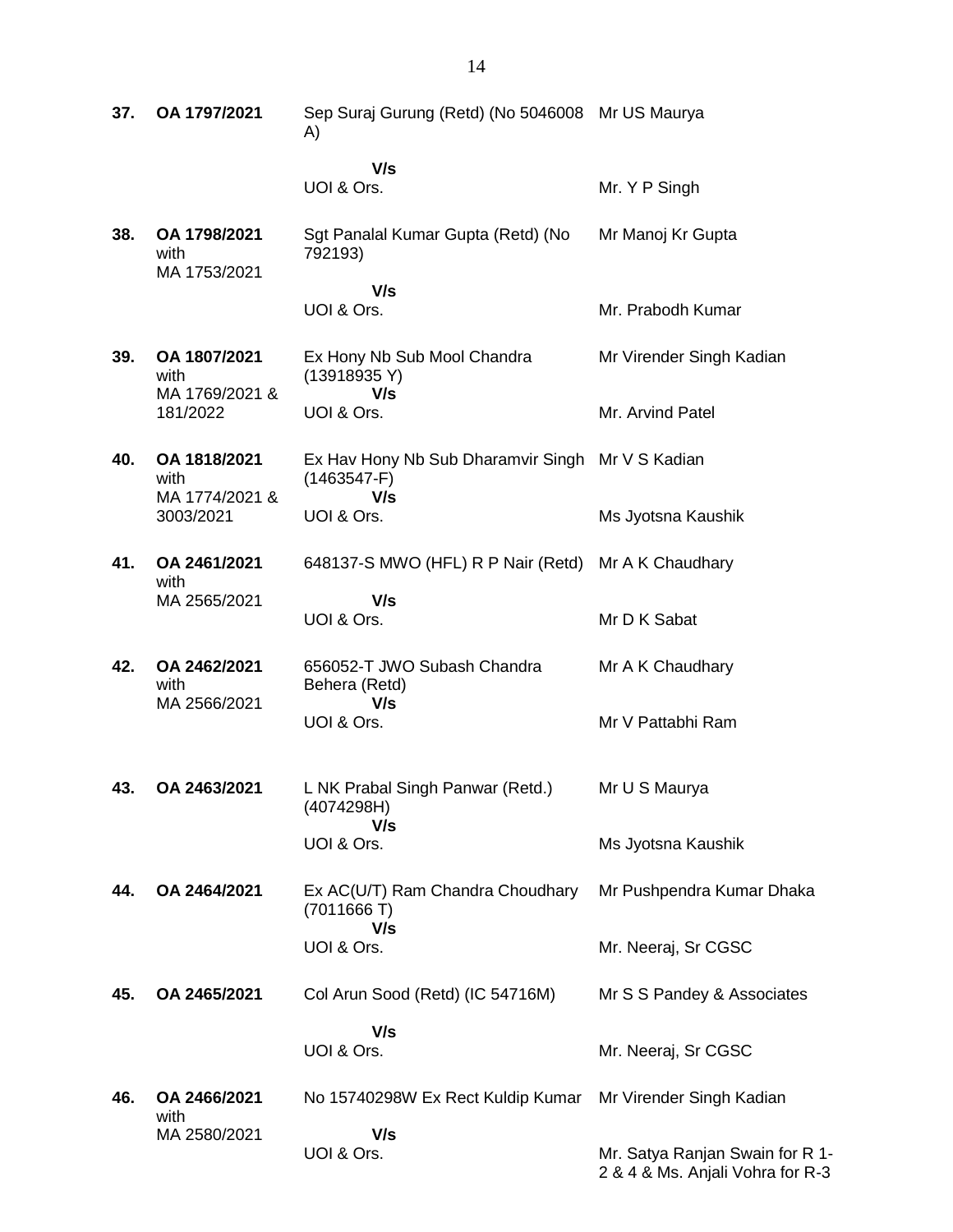| | | | |
|---|---|---|---|
| **37.** | **OA 1797/2021** | Sep Suraj Gurung (Retd) (No 5046008 A)<br><br>**V/s**<br>UOI & Ors. | Mr US Maurya<br><br><br>Mr. Y P Singh |
| **38.** | **OA 1798/2021** with MA 1753/2021 | Sgt Panalal Kumar Gupta (Retd) (No 792193)<br><br>**V/s**<br>UOI & Ors. | Mr Manoj Kr Gupta<br><br><br>Mr. Prabodh Kumar |
| **39.** | **OA 1807/2021** with MA 1769/2021 & 181/2022 | Ex Hony Nb Sub Mool Chandra (13918935 Y)<br>**V/s**<br>UOI & Ors. | Mr Virender Singh Kadian<br><br><br>Mr. Arvind Patel |
| **40.** | **OA 1818/2021** with MA 1774/2021 & 3003/2021 | Ex Hav Hony Nb Sub Dharamvir Singh (1463547-F)<br>**V/s**<br>UOI & Ors. | Mr V S Kadian<br><br><br>Ms Jyotsna Kaushik |
| **41.** | **OA 2461/2021** with MA 2565/2021 | 648137-S MWO (HFL) R P Nair (Retd)<br><br>**V/s**<br>UOI & Ors. | Mr A K Chaudhary<br><br><br>Mr D K Sabat |
| **42.** | **OA 2462/2021** with MA 2566/2021 | 656052-T JWO Subash Chandra Behera (Retd)<br>**V/s**<br>UOI & Ors. | Mr A K Chaudhary<br><br><br>Mr V Pattabhi Ram |
| **43.** | **OA 2463/2021** | L NK Prabal Singh Panwar (Retd.) (4074298H)<br>**V/s**<br>UOI & Ors. | Mr U S Maurya<br><br><br>Ms Jyotsna Kaushik |
| **44.** | **OA 2464/2021** | Ex AC(U/T) Ram Chandra Choudhary (7011666 T)<br>**V/s**<br>UOI & Ors. | Mr Pushpendra Kumar Dhaka<br><br><br>Mr. Neeraj, Sr CGSC |
| **45.** | **OA 2465/2021** | Col Arun Sood (Retd) (IC 54716M)<br><br>**V/s**<br>UOI & Ors. | Mr S S Pandey & Associates<br><br><br>Mr. Neeraj, Sr CGSC |
| **46.** | **OA 2466/2021** with MA 2580/2021 | No 15740298W Ex Rect Kuldip Kumar<br><br>**V/s**<br>UOI & Ors. | Mr Virender Singh Kadian<br><br><br>Mr. Satya Ranjan Swain for R 1-2 & 4 & Ms. Anjali Vohra for R-3 |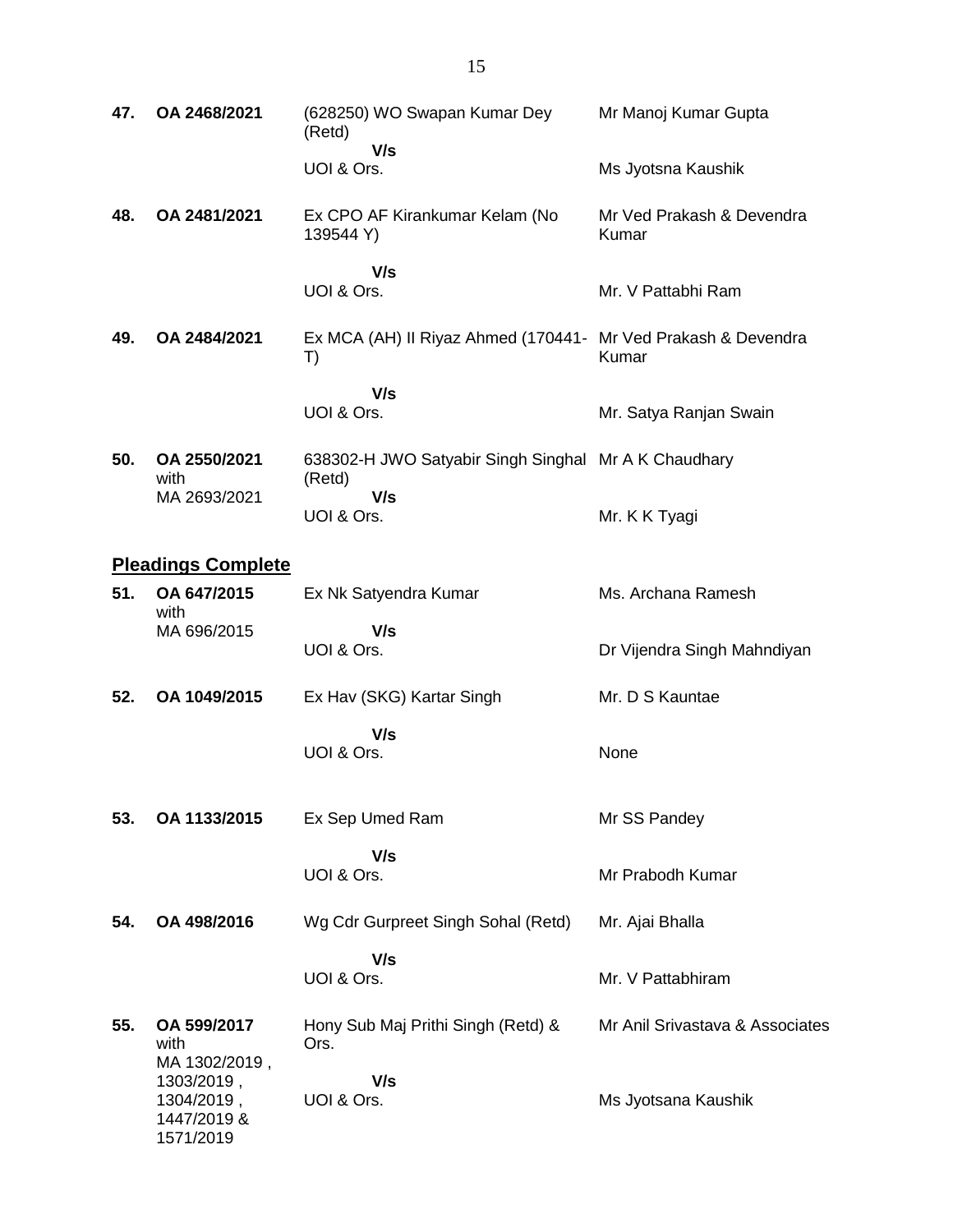| | | | |
|---|---|---|---|
| **47.** | **OA 2468/2021** | (628250) WO Swapan Kumar Dey (Retd)<br>**V/s**<br>UOI & Ors. | Mr Manoj Kumar Gupta<br><br>Ms Jyotsna Kaushik |
| **48.** | **OA 2481/2021** | Ex CPO AF Kirankumar Kelam (No 139544 Y)<br>**V/s**<br>UOI & Ors. | Mr Ved Prakash & Devendra Kumar<br><br>Mr. V Pattabhi Ram |
| **49.** | **OA 2484/2021** | Ex MCA (AH) II Riyaz Ahmed (170441-T)<br>**V/s**<br>UOI & Ors. | Mr Ved Prakash & Devendra Kumar<br><br>Mr. Satya Ranjan Swain |
| **50.** | **OA 2550/2021** with MA 2693/2021 | 638302-H JWO Satyabir Singh Singhal (Retd)<br>**V/s**<br>UOI & Ors. | Mr A K Chaudhary<br><br>Mr. K K Tyagi |

## Pleadings Complete

| | | | |
|---|---|---|---|
| **51.** | **OA 647/2015** with MA 696/2015 | Ex Nk Satyendra Kumar<br>**V/s**<br>UOI & Ors. | Ms. Archana Ramesh<br><br>Dr Vijendra Singh Mahndiyan |
| **52.** | **OA 1049/2015** | Ex Hav (SKG) Kartar Singh<br>**V/s**<br>UOI & Ors. | Mr. D S Kauntae<br><br>None |
| **53.** | **OA 1133/2015** | Ex Sep Umed Ram<br>**V/s**<br>UOI & Ors. | Mr SS Pandey<br><br>Mr Prabodh Kumar |
| **54.** | **OA 498/2016** | Wg Cdr Gurpreet Singh Sohal (Retd)<br>**V/s**<br>UOI & Ors. | Mr. Ajai Bhalla<br><br>Mr. V Pattabhiram |
| **55.** | **OA 599/2017** with MA 1302/2019, 1303/2019, 1304/2019, 1447/2019 & 1571/2019 | Hony Sub Maj Prithi Singh (Retd) & Ors.<br>**V/s**<br>UOI & Ors. | Mr Anil Srivastava & Associates<br><br>Ms Jyotsana Kaushik |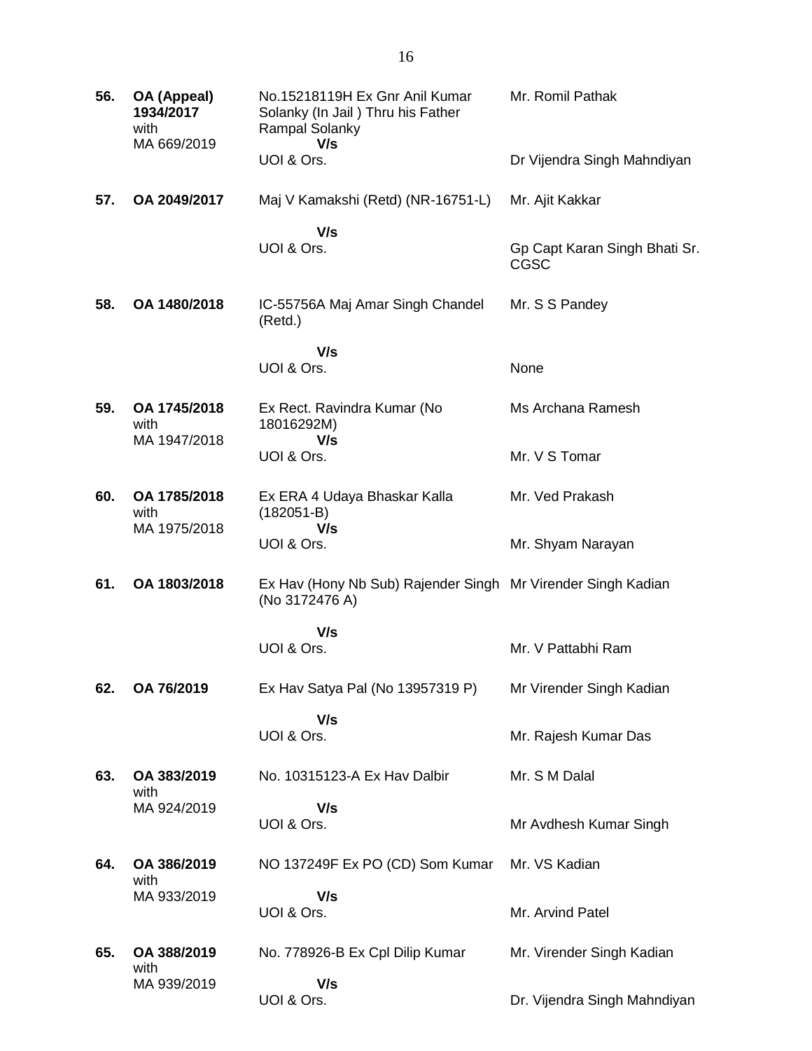| | | | |
|---|---|---|---|
| **56.** | **OA (Appeal) 1934/2017** with MA 669/2019 | No.15218119H Ex Gnr Anil Kumar Solanky (In Jail ) Thru his Father Rampal Solanky **V/s** UOI & Ors. | Mr. Romil Pathak<br><br>Dr Vijendra Singh Mahndiyan |
| **57.** | **OA 2049/2017** | Maj V Kamakshi (Retd) (NR-16751-L) **V/s** UOI & Ors. | Mr. Ajit Kakkar<br><br>Gp Capt Karan Singh Bhati Sr. CGSC |
| **58.** | **OA 1480/2018** | IC-55756A Maj Amar Singh Chandel (Retd.) **V/s** UOI & Ors. | Mr. S S Pandey<br><br>None |
| **59.** | **OA 1745/2018** with MA 1947/2018 | Ex Rect. Ravindra Kumar (No 18016292M) **V/s** UOI & Ors. | Ms Archana Ramesh<br><br>Mr. V S Tomar |
| **60.** | **OA 1785/2018** with MA 1975/2018 | Ex ERA 4 Udaya Bhaskar Kalla (182051-B) **V/s** UOI & Ors. | Mr. Ved Prakash<br><br>Mr. Shyam Narayan |
| **61.** | **OA 1803/2018** | Ex Hav (Hony Nb Sub) Rajender Singh (No 3172476 A) **V/s** UOI & Ors. | Mr Virender Singh Kadian<br><br>Mr. V Pattabhi Ram |
| **62.** | **OA 76/2019** | Ex Hav Satya Pal (No 13957319 P) **V/s** UOI & Ors. | Mr Virender Singh Kadian<br><br>Mr. Rajesh Kumar Das |
| **63.** | **OA 383/2019** with MA 924/2019 | No. 10315123-A Ex Hav Dalbir **V/s** UOI & Ors. | Mr. S M Dalal<br><br>Mr Avdhesh Kumar Singh |
| **64.** | **OA 386/2019** with MA 933/2019 | NO 137249F Ex PO (CD) Som Kumar **V/s** UOI & Ors. | Mr. VS Kadian<br><br>Mr. Arvind Patel |
| **65.** | **OA 388/2019** with MA 939/2019 | No. 778926-B Ex Cpl Dilip Kumar **V/s** UOI & Ors. | Mr. Virender Singh Kadian<br><br>Dr. Vijendra Singh Mahndiyan |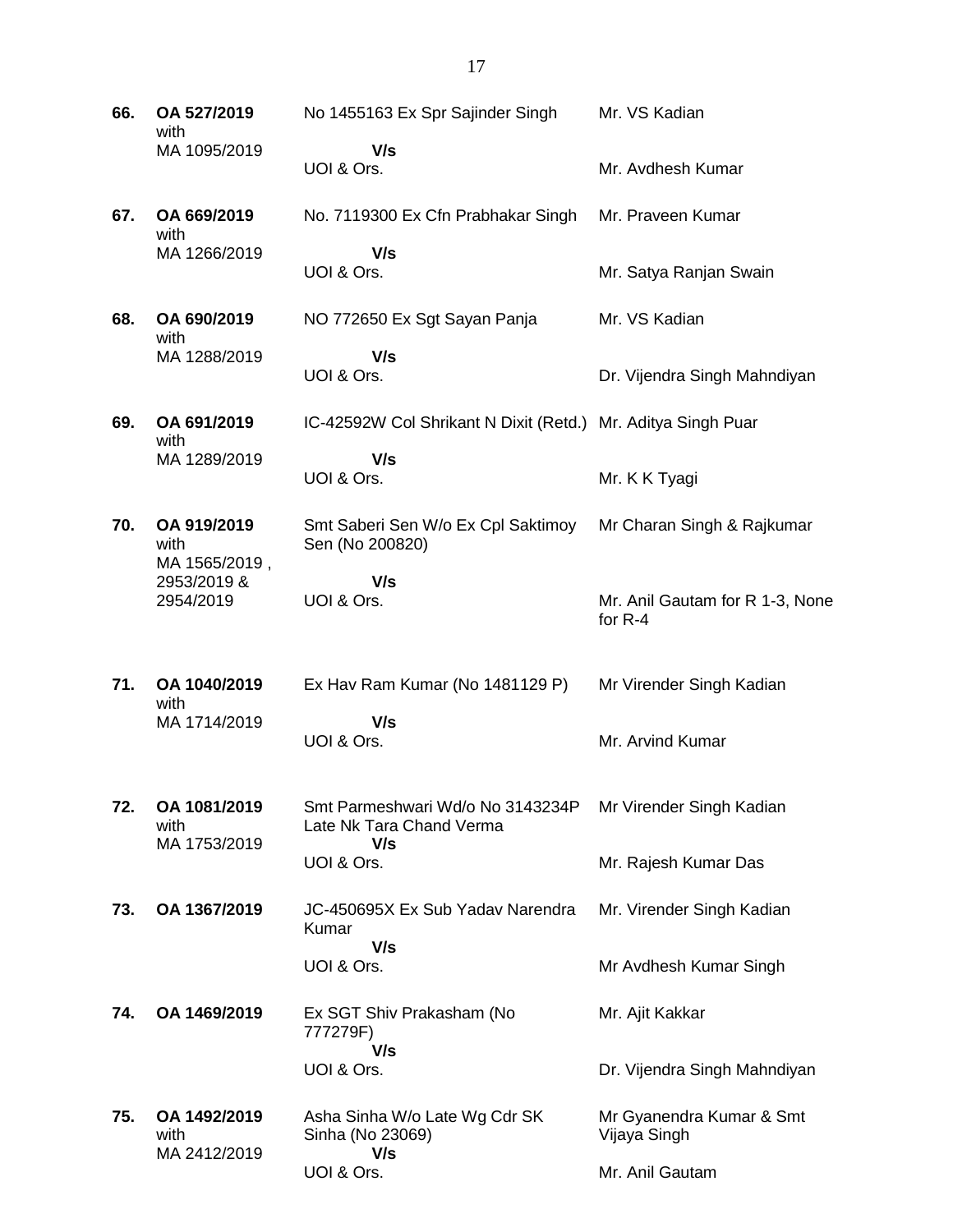| | | | |
|---|---|---|---|
| **66.** | **OA 527/2019** with MA 1095/2019 | No 1455163 Ex Spr Sajinder Singh **V/s** UOI & Ors. | Mr. VS Kadian<br><br>Mr. Avdhesh Kumar |
| **67.** | **OA 669/2019** with MA 1266/2019 | No. 7119300 Ex Cfn Prabhakar Singh **V/s** UOI & Ors. | Mr. Praveen Kumar<br><br>Mr. Satya Ranjan Swain |
| **68.** | **OA 690/2019** with MA 1288/2019 | NO 772650 Ex Sgt Sayan Panja **V/s** UOI & Ors. | Mr. VS Kadian<br><br>Dr. Vijendra Singh Mahndiyan |
| **69.** | **OA 691/2019** with MA 1289/2019 | IC-42592W Col Shrikant N Dixit (Retd.) **V/s** UOI & Ors. | Mr. Aditya Singh Puar<br><br>Mr. K K Tyagi |
| **70.** | **OA 919/2019** with MA 1565/2019 , 2953/2019 & 2954/2019 | Smt Saberi Sen W/o Ex Cpl Saktimoy Sen (No 200820) **V/s** UOI & Ors. | Mr Charan Singh & Rajkumar<br><br>Mr. Anil Gautam for R 1-3, None for R-4 |
| **71.** | **OA 1040/2019** with MA 1714/2019 | Ex Hav Ram Kumar (No 1481129 P) **V/s** UOI & Ors. | Mr Virender Singh Kadian<br><br>Mr. Arvind Kumar |
| **72.** | **OA 1081/2019** with MA 1753/2019 | Smt Parmeshwari Wd/o No 3143234P Late Nk Tara Chand Verma **V/s** UOI & Ors. | Mr Virender Singh Kadian<br><br>Mr. Rajesh Kumar Das |
| **73.** | **OA 1367/2019** | JC-450695X Ex Sub Yadav Narendra Kumar **V/s** UOI & Ors. | Mr. Virender Singh Kadian<br><br>Mr Avdhesh Kumar Singh |
| **74.** | **OA 1469/2019** | Ex SGT Shiv Prakasham (No 777279F) **V/s** UOI & Ors. | Mr. Ajit Kakkar<br><br>Dr. Vijendra Singh Mahndiyan |
| **75.** | **OA 1492/2019** with MA 2412/2019 | Asha Sinha W/o Late Wg Cdr SK Sinha (No 23069) **V/s** UOI & Ors. | Mr Gyanendra Kumar & Smt Vijaya Singh<br><br>Mr. Anil Gautam |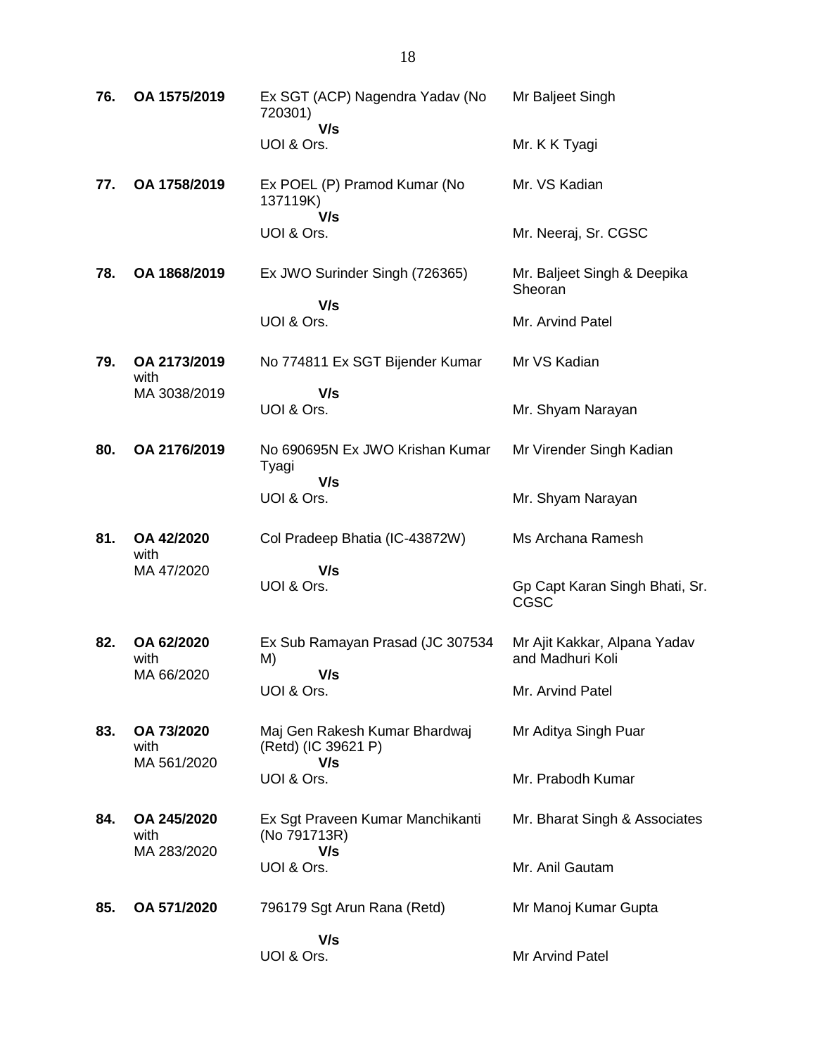| | | | |
|---|---|---|---|
| **76.** | **OA 1575/2019** | Ex SGT (ACP) Nagendra Yadav (No 720301)<br>**V/s**<br>UOI & Ors. | Mr Baljeet Singh<br><br>Mr. K K Tyagi |
| **77.** | **OA 1758/2019** | Ex POEL (P) Pramod Kumar (No 137119K)<br>**V/s**<br>UOI & Ors. | Mr. VS Kadian<br><br>Mr. Neeraj, Sr. CGSC |
| **78.** | **OA 1868/2019** | Ex JWO Surinder Singh (726365)<br>**V/s**<br>UOI & Ors. | Mr. Baljeet Singh & Deepika Sheoran<br><br>Mr. Arvind Patel |
| **79.** | **OA 2173/2019** with MA 3038/2019 | No 774811 Ex SGT Bijender Kumar<br>**V/s**<br>UOI & Ors. | Mr VS Kadian<br><br>Mr. Shyam Narayan |
| **80.** | **OA 2176/2019** | No 690695N Ex JWO Krishan Kumar Tyagi<br>**V/s**<br>UOI & Ors. | Mr Virender Singh Kadian<br><br>Mr. Shyam Narayan |
| **81.** | **OA 42/2020** with MA 47/2020 | Col Pradeep Bhatia (IC-43872W)<br>**V/s**<br>UOI & Ors. | Ms Archana Ramesh<br><br>Gp Capt Karan Singh Bhati, Sr. CGSC |
| **82.** | **OA 62/2020** with MA 66/2020 | Ex Sub Ramayan Prasad (JC 307534 M)<br>**V/s**<br>UOI & Ors. | Mr Ajit Kakkar, Alpana Yadav and Madhuri Koli<br><br>Mr. Arvind Patel |
| **83.** | **OA 73/2020** with MA 561/2020 | Maj Gen Rakesh Kumar Bhardwaj (Retd) (IC 39621 P)<br>**V/s**<br>UOI & Ors. | Mr Aditya Singh Puar<br><br>Mr. Prabodh Kumar |
| **84.** | **OA 245/2020** with MA 283/2020 | Ex Sgt Praveen Kumar Manchikanti (No 791713R)<br>**V/s**<br>UOI & Ors. | Mr. Bharat Singh & Associates<br><br>Mr. Anil Gautam |
| **85.** | **OA 571/2020** | 796179 Sgt Arun Rana (Retd)<br>**V/s**<br>UOI & Ors. | Mr Manoj Kumar Gupta<br><br>Mr Arvind Patel |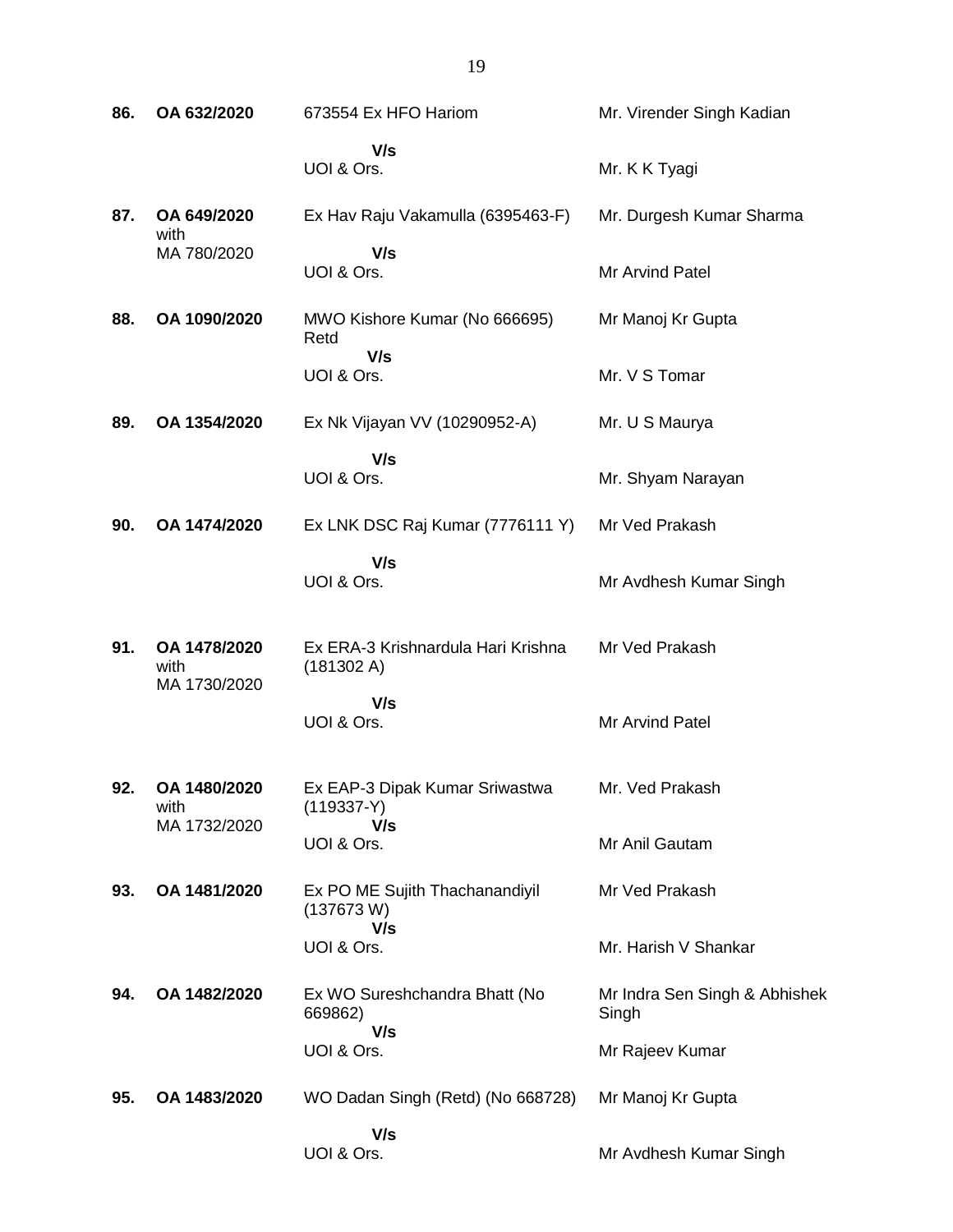| | | | |
|---|---|---|---|
| **86.** | **OA 632/2020** | 673554 Ex HFO Hariom<br><br>**V/s**<br>UOI & Ors. | Mr. Virender Singh Kadian<br><br>Mr. K K Tyagi |
| **87.** | **OA 649/2020** with MA 780/2020 | Ex Hav Raju Vakamulla (6395463-F)<br><br>**V/s**<br>UOI & Ors. | Mr. Durgesh Kumar Sharma<br><br>Mr Arvind Patel |
| **88.** | **OA 1090/2020** | MWO Kishore Kumar (No 666695) Retd<br>**V/s**<br>UOI & Ors. | Mr Manoj Kr Gupta<br><br>Mr. V S Tomar |
| **89.** | **OA 1354/2020** | Ex Nk Vijayan VV (10290952-A)<br><br>**V/s**<br>UOI & Ors. | Mr. U S Maurya<br><br>Mr. Shyam Narayan |
| **90.** | **OA 1474/2020** | Ex LNK DSC Raj Kumar (7776111 Y)<br><br>**V/s**<br>UOI & Ors. | Mr Ved Prakash<br><br>Mr Avdhesh Kumar Singh |
| **91.** | **OA 1478/2020** with MA 1730/2020 | Ex ERA-3 Krishnardula Hari Krishna (181302 A)<br><br>**V/s**<br>UOI & Ors. | Mr Ved Prakash<br><br>Mr Arvind Patel |
| **92.** | **OA 1480/2020** with MA 1732/2020 | Ex EAP-3 Dipak Kumar Sriwastwa (119337-Y)<br>**V/s**<br>UOI & Ors. | Mr. Ved Prakash<br><br>Mr Anil Gautam |
| **93.** | **OA 1481/2020** | Ex PO ME Sujith Thachanandiyil (137673 W)<br>**V/s**<br>UOI & Ors. | Mr Ved Prakash<br><br>Mr. Harish V Shankar |
| **94.** | **OA 1482/2020** | Ex WO Sureshchandra Bhatt (No 669862)<br>**V/s**<br>UOI & Ors. | Mr Indra Sen Singh & Abhishek Singh<br><br>Mr Rajeev Kumar |
| **95.** | **OA 1483/2020** | WO Dadan Singh (Retd) (No 668728)<br><br>**V/s**<br>UOI & Ors. | Mr Manoj Kr Gupta<br><br>Mr Avdhesh Kumar Singh |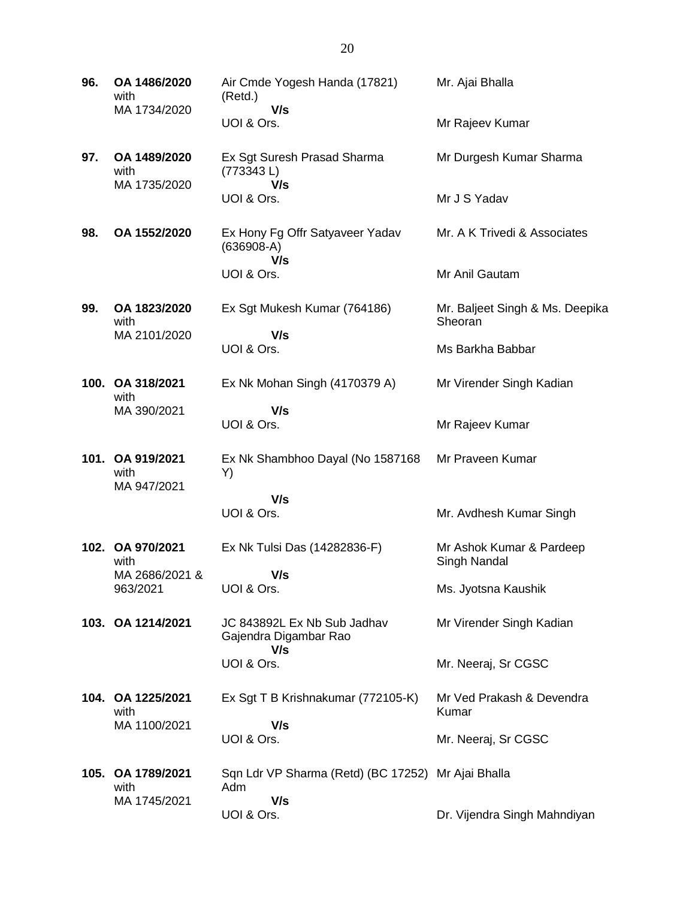| | | | |
|---|---|---|---|
| **96.** | **OA 1486/2020** with MA 1734/2020 | Air Cmde Yogesh Handa (17821) (Retd.) **V/s** UOI & Ors. | Mr. Ajai Bhalla<br><br>Mr Rajeev Kumar |
| **97.** | **OA 1489/2020** with MA 1735/2020 | Ex Sgt Suresh Prasad Sharma (773343 L) **V/s** UOI & Ors. | Mr Durgesh Kumar Sharma<br><br>Mr J S Yadav |
| **98.** | **OA 1552/2020** | Ex Hony Fg Offr Satyaveer Yadav (636908-A) **V/s** UOI & Ors. | Mr. A K Trivedi & Associates<br><br>Mr Anil Gautam |
| **99.** | **OA 1823/2020** with MA 2101/2020 | Ex Sgt Mukesh Kumar (764186) **V/s** UOI & Ors. | Mr. Baljeet Singh & Ms. Deepika Sheoran<br><br>Ms Barkha Babbar |
| **100.** | **OA 318/2021** with MA 390/2021 | Ex Nk Mohan Singh (4170379 A) **V/s** UOI & Ors. | Mr Virender Singh Kadian<br><br>Mr Rajeev Kumar |
| **101.** | **OA 919/2021** with MA 947/2021 | Ex Nk Shambhoo Dayal (No 1587168 Y) **V/s** UOI & Ors. | Mr Praveen Kumar<br><br>Mr. Avdhesh Kumar Singh |
| **102.** | **OA 970/2021** with MA 2686/2021 & 963/2021 | Ex Nk Tulsi Das (14282836-F) **V/s** UOI & Ors. | Mr Ashok Kumar & Pardeep Singh Nandal<br><br>Ms. Jyotsna Kaushik |
| **103.** | **OA 1214/2021** | JC 843892L Ex Nb Sub Jadhav Gajendra Digambar Rao **V/s** UOI & Ors. | Mr Virender Singh Kadian<br><br>Mr. Neeraj, Sr CGSC |
| **104.** | **OA 1225/2021** with MA 1100/2021 | Ex Sgt T B Krishnakumar (772105-K) **V/s** UOI & Ors. | Mr Ved Prakash & Devendra Kumar<br><br>Mr. Neeraj, Sr CGSC |
| **105.** | **OA 1789/2021** with MA 1745/2021 | Sqn Ldr VP Sharma (Retd) (BC 17252) Adm **V/s** UOI & Ors. | Mr Ajai Bhalla<br><br>Dr. Vijendra Singh Mahndiyan |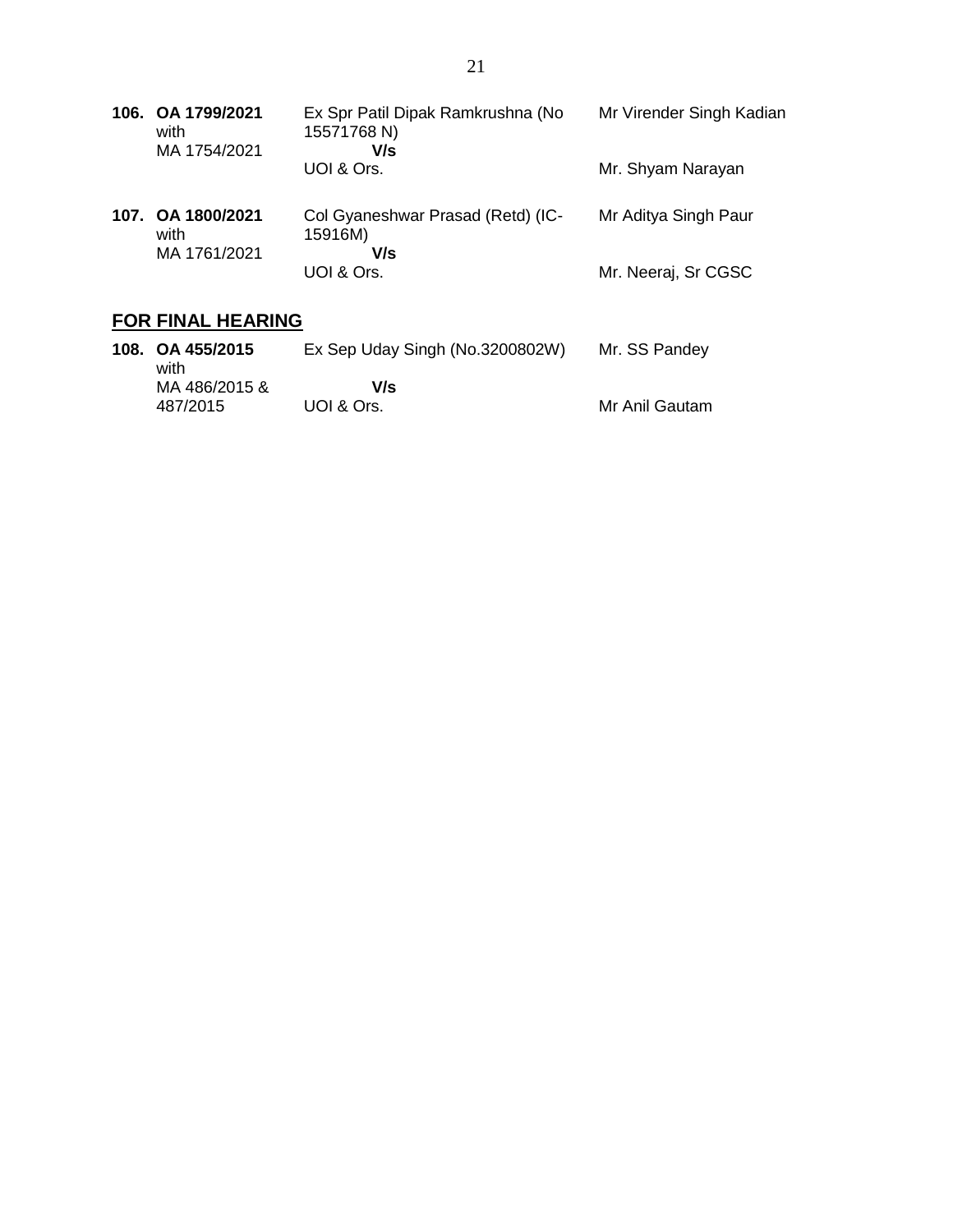| | | | |
|---|---|---|---|
| **106.** | **OA 1799/2021** with MA 1754/2021 | Ex Spr Patil Dipak Ramkrushna (No 15571768 N) **V/s** UOI & Ors. | Mr Virender Singh Kadian<br><br>Mr. Shyam Narayan |
| **107.** | **OA 1800/2021** with MA 1761/2021 | Col Gyaneshwar Prasad (Retd) (IC-15916M) **V/s** UOI & Ors. | Mr Aditya Singh Paur<br><br>Mr. Neeraj, Sr CGSC |

## FOR FINAL HEARING

| | | | |
|---|---|---|---|
| **108.** | **OA 455/2015** with MA 486/2015 & 487/2015 | Ex Sep Uday Singh (No.3200802W) **V/s** UOI & Ors. | Mr. SS Pandey<br><br>Mr Anil Gautam |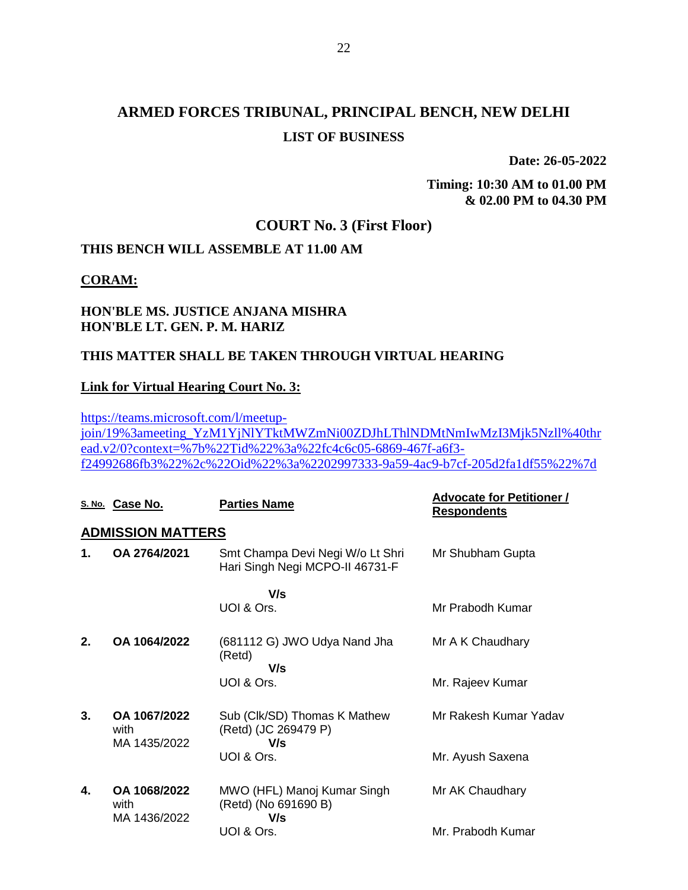# ARMED FORCES TRIBUNAL, PRINCIPAL BENCH, NEW DELHI

## LIST OF BUSINESS

**Date: 26-05-2022**

**Timing: 10:30 AM to 01.00 PM & 02.00 PM to 04.30 PM**

## COURT No. 3 (First Floor)

**THIS BENCH WILL ASSEMBLE AT 11.00 AM**

**CORAM:**

**HON'BLE MS. JUSTICE ANJANA MISHRA**
**HON'BLE LT. GEN. P. M. HARIZ**

**THIS MATTER SHALL BE TAKEN THROUGH VIRTUAL HEARING**

**Link for Virtual Hearing Court No. 3:**

https://teams.microsoft.com/l/meetup-join/19%3ameeting_YzM1YjNlYTktMWZmNi00ZDJhLThlNDMtNmIwMzI3Mjk5Nzll%40thread.v2/0?context=%7b%22Tid%22%3a%22fc4c6c05-6869-467f-a6f3-f24992686fb3%22%2c%22Oid%22%3a%2202997333-9a59-4ac9-b7cf-205d2fa1df55%22%7d

| S. No. | Case No. | Parties Name | Advocate for Petitioner / Respondents |
|---|---|---|---|
| **ADMISSION MATTERS** | | | |
| **1.** | **OA 2764/2021** | Smt Champa Devi Negi W/o Lt Shri Hari Singh Negi MCPO-II 46731-F **V/s** UOI & Ors. | Mr Shubham Gupta<br>Mr Prabodh Kumar |
| **2.** | **OA 1064/2022** | (681112 G) JWO Udya Nand Jha (Retd) **V/s** UOI & Ors. | Mr A K Chaudhary<br>Mr. Rajeev Kumar |
| **3.** | **OA 1067/2022** with MA 1435/2022 | Sub (Clk/SD) Thomas K Mathew (Retd) (JC 269479 P) **V/s** UOI & Ors. | Mr Rakesh Kumar Yadav<br>Mr. Ayush Saxena |
| **4.** | **OA 1068/2022** with MA 1436/2022 | MWO (HFL) Manoj Kumar Singh (Retd) (No 691690 B) **V/s** UOI & Ors. | Mr AK Chaudhary<br>Mr. Prabodh Kumar |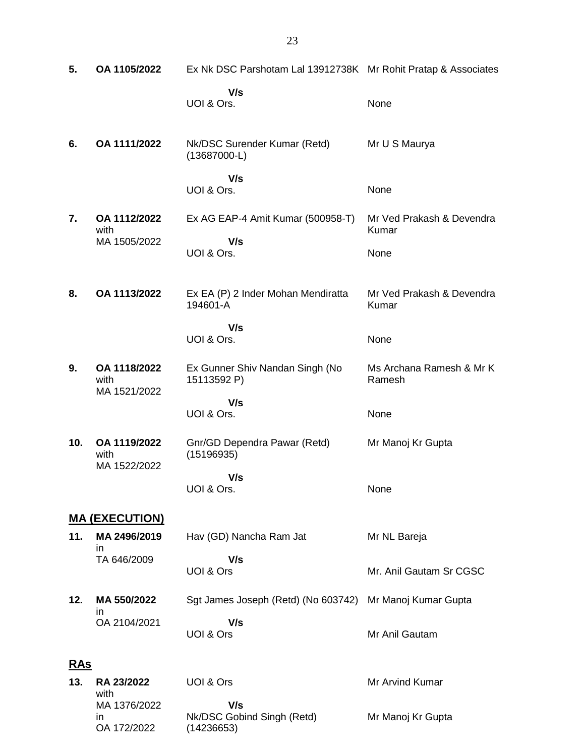| | | | |
|---|---|---|---|
| **5.** | **OA 1105/2022** | Ex Nk DSC Parshotam Lal 13912738K | Mr Rohit Pratap & Associates |
| | | **V/s** | |
| | | UOI & Ors. | None |
| **6.** | **OA 1111/2022** | Nk/DSC Surender Kumar (Retd) (13687000-L) | Mr U S Maurya |
| | | **V/s** | |
| | | UOI & Ors. | None |
| **7.** | **OA 1112/2022** with MA 1505/2022 | Ex AG EAP-4 Amit Kumar (500958-T) | Mr Ved Prakash & Devendra Kumar |
| | | **V/s** | |
| | | UOI & Ors. | None |
| **8.** | **OA 1113/2022** | Ex EA (P) 2 Inder Mohan Mendiratta 194601-A | Mr Ved Prakash & Devendra Kumar |
| | | **V/s** | |
| | | UOI & Ors. | None |
| **9.** | **OA 1118/2022** with MA 1521/2022 | Ex Gunner Shiv Nandan Singh (No 15113592 P) | Ms Archana Ramesh & Mr K Ramesh |
| | | **V/s** | |
| | | UOI & Ors. | None |
| **10.** | **OA 1119/2022** with MA 1522/2022 | Gnr/GD Dependra Pawar (Retd) (15196935) | Mr Manoj Kr Gupta |
| | | **V/s** | |
| | | UOI & Ors. | None |

## **MA (EXECUTION)**

| | | | |
|---|---|---|---|
| **11.** | **MA 2496/2019** in TA 646/2009 | Hav (GD) Nancha Ram Jat | Mr NL Bareja |
| | | **V/s** | |
| | | UOI & Ors | Mr. Anil Gautam Sr CGSC |
| **12.** | **MA 550/2022** in OA 2104/2021 | Sgt James Joseph (Retd) (No 603742) | Mr Manoj Kumar Gupta |
| | | **V/s** | |
| | | UOI & Ors | Mr Anil Gautam |

## **RAs**

| | | | |
|---|---|---|---|
| **13.** | **RA 23/2022** with MA 1376/2022 in OA 172/2022 | UOI & Ors | Mr Arvind Kumar |
| | | **V/s** | |
| | | Nk/DSC Gobind Singh (Retd) (14236653) | Mr Manoj Kr Gupta |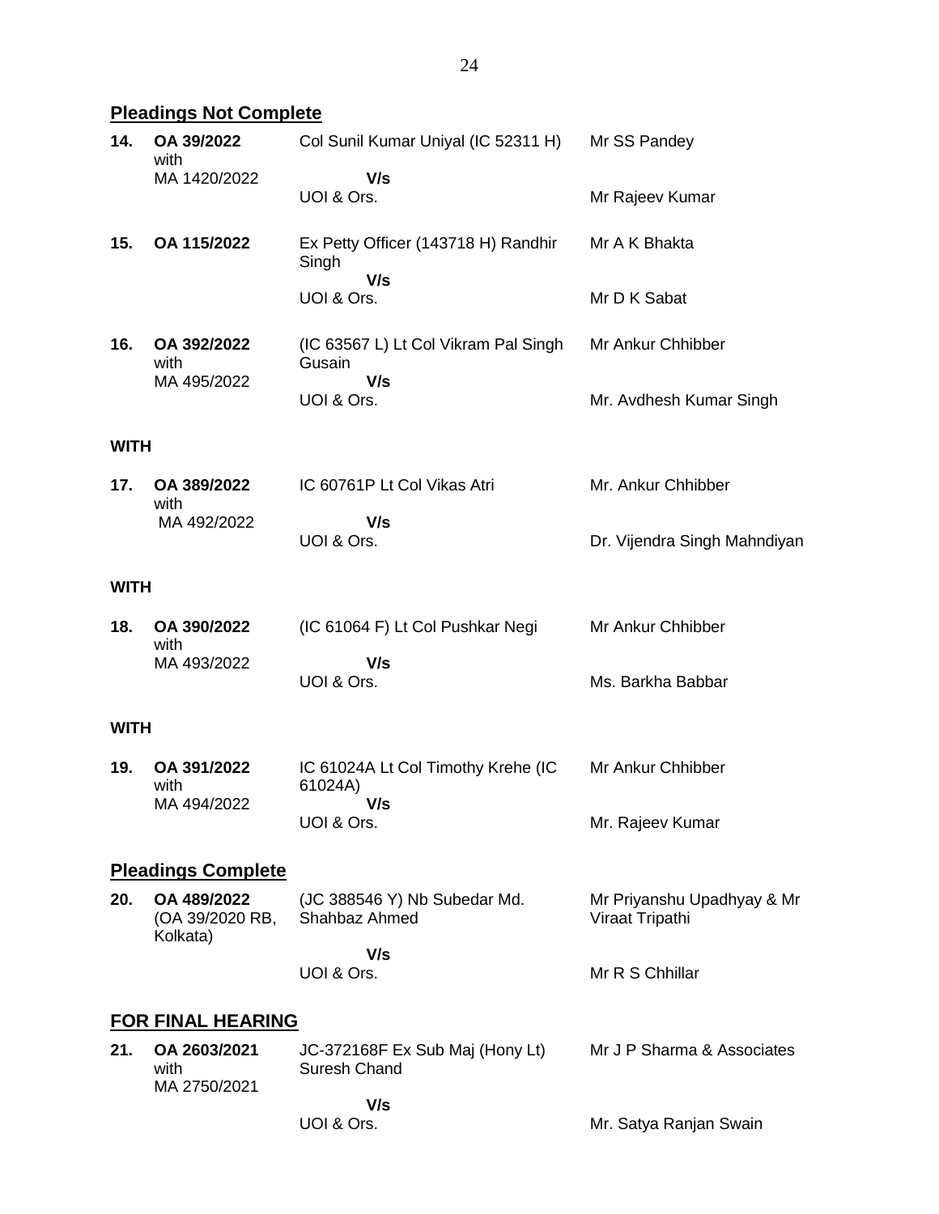## Pleadings Not Complete

| | | | |
|---|---|---|---|
| **14.** | **OA 39/2022** with MA 1420/2022 | Col Sunil Kumar Uniyal (IC 52311 H) **V/s** UOI & Ors. | Mr SS Pandey<br>Mr Rajeev Kumar |
| **15.** | **OA 115/2022** | Ex Petty Officer (143718 H) Randhir Singh **V/s** UOI & Ors. | Mr A K Bhakta<br>Mr D K Sabat |
| **16.** | **OA 392/2022** with MA 495/2022 | (IC 63567 L) Lt Col Vikram Pal Singh Gusain **V/s** UOI & Ors. | Mr Ankur Chhibber<br>Mr. Avdhesh Kumar Singh |

**WITH**

| | | | |
|---|---|---|---|
| **17.** | **OA 389/2022** with MA 492/2022 | IC 60761P Lt Col Vikas Atri **V/s** UOI & Ors. | Mr. Ankur Chhibber<br>Dr. Vijendra Singh Mahndiyan |

**WITH**

| | | | |
|---|---|---|---|
| **18.** | **OA 390/2022** with MA 493/2022 | (IC 61064 F) Lt Col Pushkar Negi **V/s** UOI & Ors. | Mr Ankur Chhibber<br>Ms. Barkha Babbar |

**WITH**

| | | | |
|---|---|---|---|
| **19.** | **OA 391/2022** with MA 494/2022 | IC 61024A Lt Col Timothy Krehe (IC 61024A) **V/s** UOI & Ors. | Mr Ankur Chhibber<br>Mr. Rajeev Kumar |

## Pleadings Complete

| | | | |
|---|---|---|---|
| **20.** | **OA 489/2022** (OA 39/2020 RB, Kolkata) | (JC 388546 Y) Nb Subedar Md. Shahbaz Ahmed **V/s** UOI & Ors. | Mr Priyanshu Upadhyay & Mr Viraat Tripathi<br>Mr R S Chhillar |

## FOR FINAL HEARING

| | | | |
|---|---|---|---|
| **21.** | **OA 2603/2021** with MA 2750/2021 | JC-372168F Ex Sub Maj (Hony Lt) Suresh Chand **V/s** UOI & Ors. | Mr J P Sharma & Associates<br>Mr. Satya Ranjan Swain |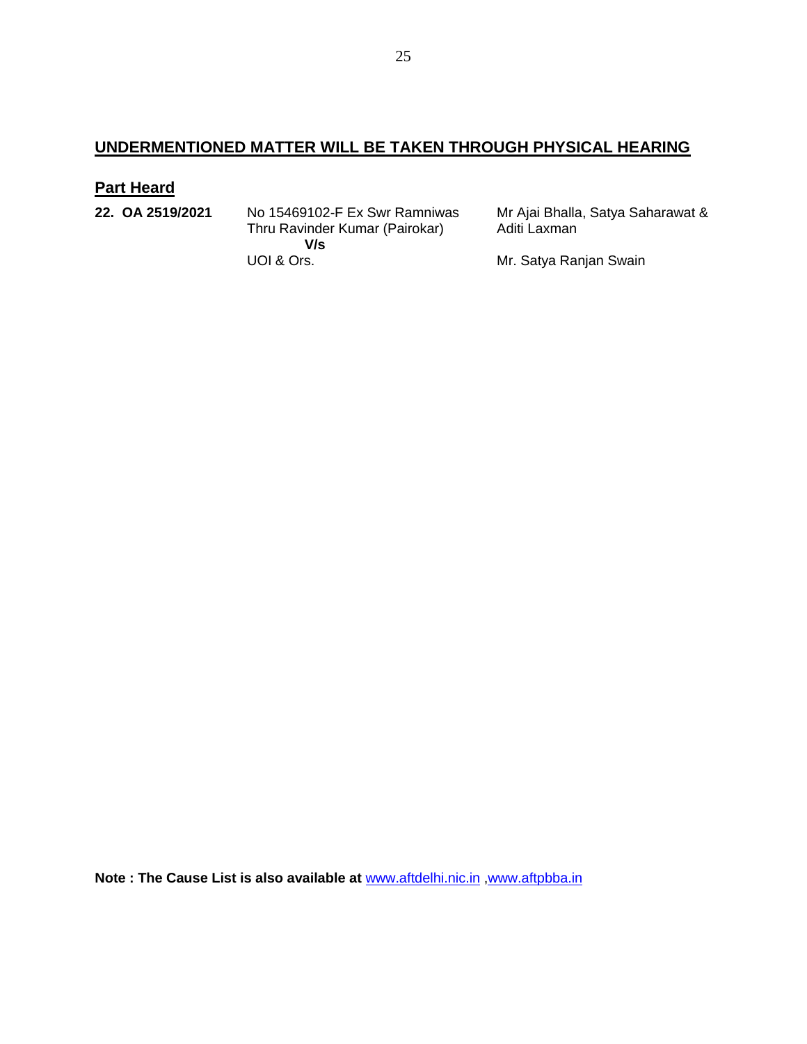## UNDERMENTIONED MATTER WILL BE TAKEN THROUGH PHYSICAL HEARING

### Part Heard

| | | |
|---|---|---|
| **22. OA 2519/2021** | No 15469102-F Ex Swr Ramniwas Thru Ravinder Kumar (Pairokar) **V/s** UOI & Ors. | Mr Ajai Bhalla, Satya Saharawat & Aditi Laxman<br>Mr. Satya Ranjan Swain |

**Note : The Cause List is also available at** www.aftdelhi.nic.in ,www.aftpbba.in